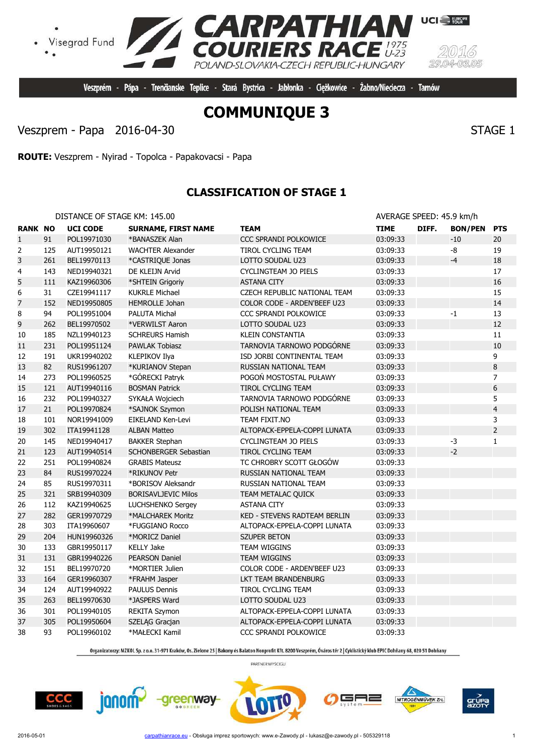Visegrad Fund

# CARPATHIAN COURIERS RACE 1975 U-23

POLAND-SLOVAKIA-CZECH REPUBLIC-HUNGARY

2016 29.04-03.05

Veszprém - Pápa - Trenčianske Teplice - Stará Bystrica - Jabłonka - Ciężkowice - Żabno/Nieciecza - Tarnów

# COMMUNIQUE 3

Veszprem - Papa 2016-04-30 STAGE 1

**ROUTE:** Veszprem - Nyirad - Topolca - Papakovacsi - Papa

## CLASSIFICATION OF STAGE 1

DISTANCE OF STAGE KM: 145.00 AVERAGE SPEED: 45.9 km/h

| RANK | NO | UCI CODE | SURNAME, FIRST NAME | TEAM | TIME | DIFF. | BON/PEN | PTS |
|---|---|---|---|---|---|---|---|---|
| 1 | 91 | POL19971030 | *BANASZEK Alan | CCC SPRANDI POLKOWICE | 03:09:33 | | -10 | 20 |
| 2 | 125 | AUT19950121 | WACHTER Alexander | TIROL CYCLING TEAM | 03:09:33 | | -8 | 19 |
| 3 | 261 | BEL19970113 | *CASTRIQUE Jonas | LOTTO SOUDAL U23 | 03:09:33 | | -4 | 18 |
| 4 | 143 | NED19940321 | DE KLEIJN Arvid | CYCLINGTEAM JO PIELS | 03:09:33 | | | 17 |
| 5 | 111 | KAZ19960306 | *SHTEIN Grigoriy | ASTANA CITY | 03:09:33 | | | 16 |
| 6 | 31 | CZE19941117 | KUKRLE Michael | CZECH REPUBLIC NATIONAL TEAM | 03:09:33 | | | 15 |
| 7 | 152 | NED19950805 | HEMROLLE Johan | COLOR CODE - ARDEN'BEEF U23 | 03:09:33 | | | 14 |
| 8 | 94 | POL19951004 | PALUTA Michał | CCC SPRANDI POLKOWICE | 03:09:33 | | -1 | 13 |
| 9 | 262 | BEL19970502 | *VERWILST Aaron | LOTTO SOUDAL U23 | 03:09:33 | | | 12 |
| 10 | 185 | NZL19940123 | SCHREURS Hamish | KLEIN CONSTANTIA | 03:09:33 | | | 11 |
| 11 | 231 | POL19951124 | PAWLAK Tobiasz | TARNOVIA TARNOWO PODGÓRNE | 03:09:33 | | | 10 |
| 12 | 191 | UKR19940202 | KLEPIKOV Ilya | ISD JORBI CONTINENTAL TEAM | 03:09:33 | | | 9 |
| 13 | 82 | RUS19961207 | *KURIANOV Stepan | RUSSIAN NATIONAL TEAM | 03:09:33 | | | 8 |
| 14 | 273 | POL19960525 | *GÓRECKI Patryk | POGOŃ MOSTOSTAL PUŁAWY | 03:09:33 | | | 7 |
| 15 | 121 | AUT19940116 | BOSMAN Patrick | TIROL CYCLING TEAM | 03:09:33 | | | 6 |
| 16 | 232 | POL19940327 | SYKAŁA Wojciech | TARNOVIA TARNOWO PODGÓRNE | 03:09:33 | | | 5 |
| 17 | 21 | POL19970824 | *SAJNOK Szymon | POLISH NATIONAL TEAM | 03:09:33 | | | 4 |
| 18 | 101 | NOR19941009 | EIKELAND Ken-Levi | TEAM FIXIT.NO | 03:09:33 | | | 3 |
| 19 | 302 | ITA19941128 | ALBAN Matteo | ALTOPACK-EPPELA-COPPI LUNATA | 03:09:33 | | | 2 |
| 20 | 145 | NED19940417 | BAKKER Stephan | CYCLINGTEAM JO PIELS | 03:09:33 | | -3 | 1 |
| 21 | 123 | AUT19940514 | SCHONBERGER Sebastian | TIROL CYCLING TEAM | 03:09:33 | | -2 | |
| 22 | 251 | POL19940824 | GRABIS Mateusz | TC CHROBRY SCOTT GŁOGÓW | 03:09:33 | | | |
| 23 | 84 | RUS19970224 | *RIKUNOV Petr | RUSSIAN NATIONAL TEAM | 03:09:33 | | | |
| 24 | 85 | RUS19970311 | *BORISOV Aleksandr | RUSSIAN NATIONAL TEAM | 03:09:33 | | | |
| 25 | 321 | SRB19940309 | BORISAVLJEVIC Milos | TEAM METALAC QUICK | 03:09:33 | | | |
| 26 | 112 | KAZ19940625 | LUCHSHENKO Sergey | ASTANA CITY | 03:09:33 | | | |
| 27 | 282 | GER19970729 | *MALCHAREK Moritz | KED - STEVENS RADTEAM BERLIN | 03:09:33 | | | |
| 28 | 303 | ITA19960607 | *FUGGIANO Rocco | ALTOPACK-EPPELA-COPPI LUNATA | 03:09:33 | | | |
| 29 | 204 | HUN19960326 | *MORICZ Daniel | SZUPER BETON | 03:09:33 | | | |
| 30 | 133 | GBR19950117 | KELLY Jake | TEAM WIGGINS | 03:09:33 | | | |
| 31 | 131 | GBR19940226 | PEARSON Daniel | TEAM WIGGINS | 03:09:33 | | | |
| 32 | 151 | BEL19970720 | *MORTIER Julien | COLOR CODE - ARDEN'BEEF U23 | 03:09:33 | | | |
| 33 | 164 | GER19960307 | *FRAHM Jasper | LKT TEAM BRANDENBURG | 03:09:33 | | | |
| 34 | 124 | AUT19940922 | PAULUS Dennis | TIROL CYCLING TEAM | 03:09:33 | | | |
| 35 | 263 | BEL19970630 | *JASPERS Ward | LOTTO SOUDAL U23 | 03:09:33 | | | |
| 36 | 301 | POL19940105 | REKITA Szymon | ALTOPACK-EPPELA-COPPI LUNATA | 03:09:33 | | | |
| 37 | 305 | POL19950604 | SZELĄG Gracjan | ALTOPACK-EPPELA-COPPI LUNATA | 03:09:33 | | | |
| 38 | 93 | POL19960102 | *MAŁECKI Kamil | CCC SPRANDI POLKOWICE | 03:09:33 | | | |

Organizatorzy: MZKOL Sp. z o.o. 31-971 Kraków, Os. Zielone 25 | Bakony és Balaton Nonprofit Kft. 8200 Veszprém, Óváros tér 2 | Cyklistický klub EPIC Dohňany 68, 020 51 Dohňany

PARTNER WYŚCIGU

2016-05-01 carpathianrace.eu - Obsługa imprez sportowych: www.e-Zawody.pl - lukasz@e-zawody.pl - 505329118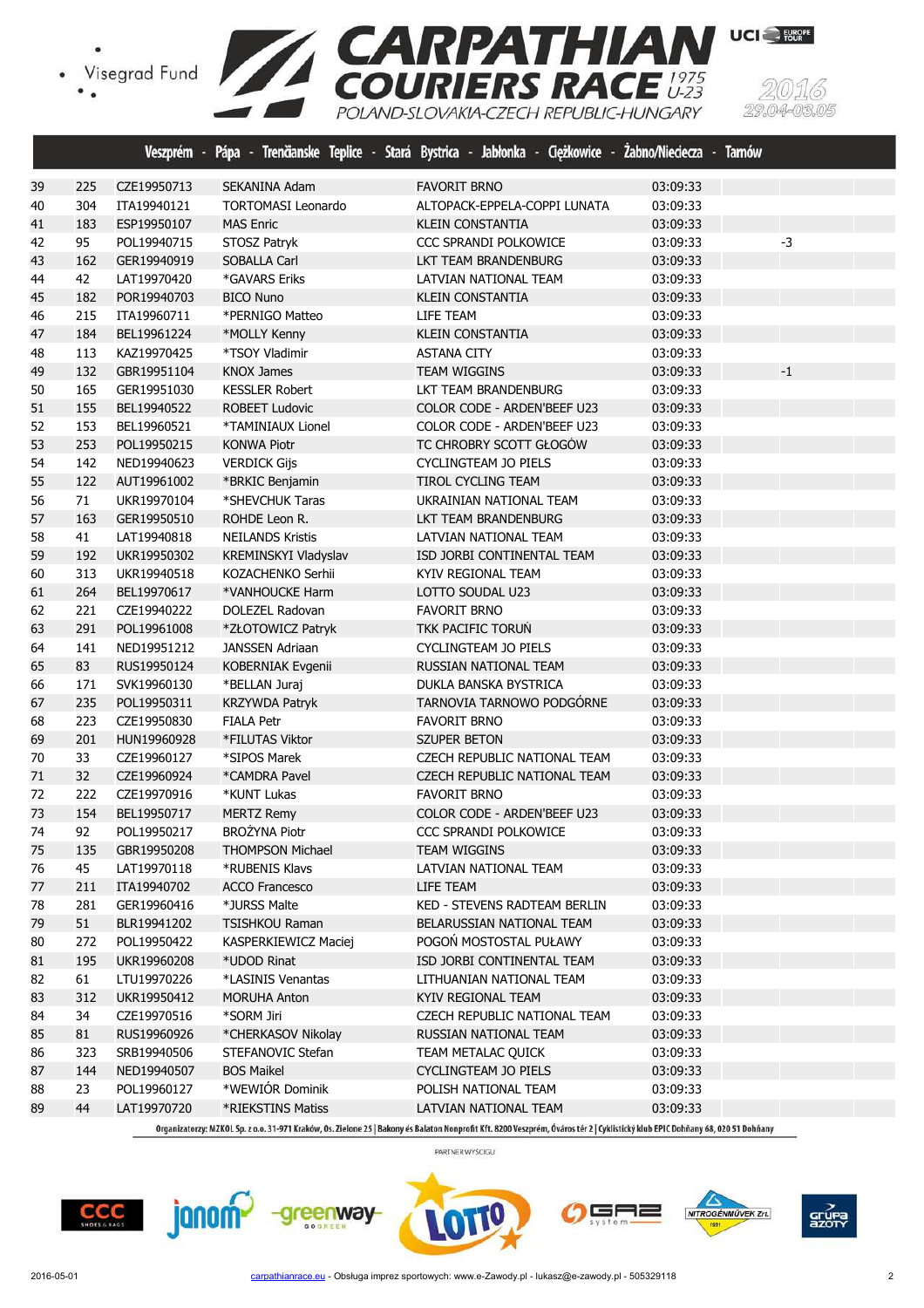Veszprém - Pápa - Trenčianske Teplice - Stará Bystrica - Jabłonka - Ciężkowice - Żabno/Nieciecza - Tarnów

| | | | | | | | |
|---|---|---|---|---|---|---|---|
| 39 | 225 | CZE19950713 | SEKANINA Adam | FAVORIT BRNO | 03:09:33 | | |
| 40 | 304 | ITA19940121 | TORTOMASI Leonardo | ALTOPACK-EPPELA-COPPI LUNATA | 03:09:33 | | |
| 41 | 183 | ESP19950107 | MAS Enric | KLEIN CONSTANTIA | 03:09:33 | | |
| 42 | 95 | POL19940715 | STOSZ Patryk | CCC SPRANDI POLKOWICE | 03:09:33 | | -3 |
| 43 | 162 | GER19940919 | SOBALLA Carl | LKT TEAM BRANDENBURG | 03:09:33 | | |
| 44 | 42 | LAT19970420 | *GAVARS Eriks | LATVIAN NATIONAL TEAM | 03:09:33 | | |
| 45 | 182 | POR19940703 | BICO Nuno | KLEIN CONSTANTIA | 03:09:33 | | |
| 46 | 215 | ITA19960711 | *PERNIGO Matteo | LIFE TEAM | 03:09:33 | | |
| 47 | 184 | BEL19961224 | *MOLLY Kenny | KLEIN CONSTANTIA | 03:09:33 | | |
| 48 | 113 | KAZ19970425 | *TSOY Vladimir | ASTANA CITY | 03:09:33 | | |
| 49 | 132 | GBR19951104 | KNOX James | TEAM WIGGINS | 03:09:33 | | -1 |
| 50 | 165 | GER19951030 | KESSLER Robert | LKT TEAM BRANDENBURG | 03:09:33 | | |
| 51 | 155 | BEL19940522 | ROBEET Ludovic | COLOR CODE - ARDEN'BEEF U23 | 03:09:33 | | |
| 52 | 153 | BEL19960521 | *TAMINIAUX Lionel | COLOR CODE - ARDEN'BEEF U23 | 03:09:33 | | |
| 53 | 253 | POL19950215 | KONWA Piotr | TC CHROBRY SCOTT GŁOGÓW | 03:09:33 | | |
| 54 | 142 | NED19940623 | VERDICK Gijs | CYCLINGTEAM JO PIELS | 03:09:33 | | |
| 55 | 122 | AUT19961002 | *BRKIC Benjamin | TIROL CYCLING TEAM | 03:09:33 | | |
| 56 | 71 | UKR19970104 | *SHEVCHUK Taras | UKRAINIAN NATIONAL TEAM | 03:09:33 | | |
| 57 | 163 | GER19950510 | ROHDE Leon R. | LKT TEAM BRANDENBURG | 03:09:33 | | |
| 58 | 41 | LAT19940818 | NEILANDS Kristis | LATVIAN NATIONAL TEAM | 03:09:33 | | |
| 59 | 192 | UKR19950302 | KREMINSKYI Vladyslav | ISD JORBI CONTINENTAL TEAM | 03:09:33 | | |
| 60 | 313 | UKR19940518 | KOZACHENKO Serhii | KYIV REGIONAL TEAM | 03:09:33 | | |
| 61 | 264 | BEL19970617 | *VANHOUCKE Harm | LOTTO SOUDAL U23 | 03:09:33 | | |
| 62 | 221 | CZE19940222 | DOLEZEL Radovan | FAVORIT BRNO | 03:09:33 | | |
| 63 | 291 | POL19961008 | *ZŁOTOWICZ Patryk | TKK PACIFIC TORUŃ | 03:09:33 | | |
| 64 | 141 | NED19951212 | JANSSEN Adriaan | CYCLINGTEAM JO PIELS | 03:09:33 | | |
| 65 | 83 | RUS19950124 | KOBERNIAK Evgenii | RUSSIAN NATIONAL TEAM | 03:09:33 | | |
| 66 | 171 | SVK19960130 | *BELLAN Juraj | DUKLA BANSKA BYSTRICA | 03:09:33 | | |
| 67 | 235 | POL19950311 | KRZYWDA Patryk | TARNOVIA TARNOWO PODGÓRNE | 03:09:33 | | |
| 68 | 223 | CZE19950830 | FIALA Petr | FAVORIT BRNO | 03:09:33 | | |
| 69 | 201 | HUN19960928 | *FILUTAS Viktor | SZUPER BETON | 03:09:33 | | |
| 70 | 33 | CZE19960127 | *SIPOS Marek | CZECH REPUBLIC NATIONAL TEAM | 03:09:33 | | |
| 71 | 32 | CZE19960924 | *CAMDRA Pavel | CZECH REPUBLIC NATIONAL TEAM | 03:09:33 | | |
| 72 | 222 | CZE19970916 | *KUNT Lukas | FAVORIT BRNO | 03:09:33 | | |
| 73 | 154 | BEL19950717 | MERTZ Remy | COLOR CODE - ARDEN'BEEF U23 | 03:09:33 | | |
| 74 | 92 | POL19950217 | BROŻYNA Piotr | CCC SPRANDI POLKOWICE | 03:09:33 | | |
| 75 | 135 | GBR19950208 | THOMPSON Michael | TEAM WIGGINS | 03:09:33 | | |
| 76 | 45 | LAT19970118 | *RUBENIS Klavs | LATVIAN NATIONAL TEAM | 03:09:33 | | |
| 77 | 211 | ITA19940702 | ACCO Francesco | LIFE TEAM | 03:09:33 | | |
| 78 | 281 | GER19960424 | *JURSS Malte | KED - STEVENS RADTEAM BERLIN | 03:09:33 | | |
| 79 | 51 | BLR19941202 | TSISHKOU Raman | BELARUSSIAN NATIONAL TEAM | 03:09:33 | | |
| 80 | 272 | POL19950422 | KASPERKIEWICZ Maciej | POGOŃ MOSTOSTAL PUŁAWY | 03:09:33 | | |
| 81 | 195 | UKR19960208 | *UDOD Rinat | ISD JORBI CONTINENTAL TEAM | 03:09:33 | | |
| 82 | 61 | LTU19970226 | *LASINIS Venantas | LITHUANIAN NATIONAL TEAM | 03:09:33 | | |
| 83 | 312 | UKR19950412 | MORUHA Anton | KYIV REGIONAL TEAM | 03:09:33 | | |
| 84 | 34 | CZE19970516 | *SORM Jiri | CZECH REPUBLIC NATIONAL TEAM | 03:09:33 | | |
| 85 | 81 | RUS19960926 | *CHERKASOV Nikolay | RUSSIAN NATIONAL TEAM | 03:09:33 | | |
| 86 | 323 | SRB19940506 | STEFANOVIC Stefan | TEAM METALAC QUICK | 03:09:33 | | |
| 87 | 144 | NED19940507 | BOS Maikel | CYCLINGTEAM JO PIELS | 03:09:33 | | |
| 88 | 23 | POL19960127 | *WEWIÓR Dominik | POLISH NATIONAL TEAM | 03:09:33 | | |
| 89 | 44 | LAT19970720 | *RIEKSTINS Matiss | LATVIAN NATIONAL TEAM | 03:09:33 | | |

Organizatorzy: MZKOL Sp. z o.o. 31-971 Kraków, Os. Zielone 25 | Bakony és Balaton Nonprofit Kft. 8200 Veszprém, Óváros tér 2 | Cyklistický klub EPIC Dohňany 68, 020 51 Dohňany

PARTNER WYŚCIGU

2016-05-01 carpathianrace.eu - Obsługa imprez sportowych: www.e-Zawody.pl - lukasz@e-zawody.pl - 505329118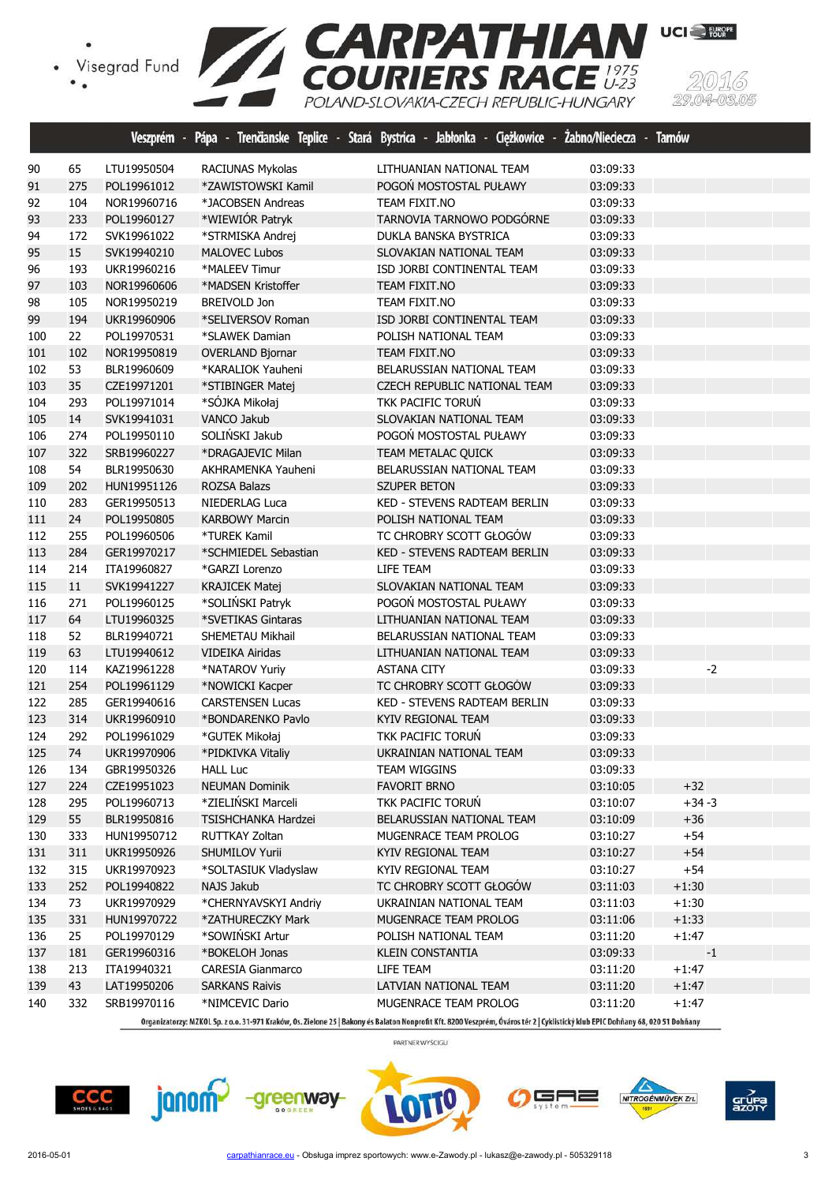# CARPATHIAN COURIERS RACE 1975 U-23

POLAND-SLOVAKIA-CZECH REPUBLIC-HUNGARY

2016 29.04-03.05

Veszprém - Pápa - Trenčianske Teplice - Stará Bystrica - Jabłonka - Ciężkowice - Żabno/Nieciecza - Tarnów

| | | | | | | | |
|---|---|---|---|---|---|---|---|
| 90 | 65 | LTU19950504 | RACIUNAS Mykolas | LITHUANIAN NATIONAL TEAM | 03:09:33 | | |
| 91 | 275 | POL19961012 | *ZAWISTOWSKI Kamil | POGOŃ MOSTOSTAL PUŁAWY | 03:09:33 | | |
| 92 | 104 | NOR19960716 | *JACOBSEN Andreas | TEAM FIXIT.NO | 03:09:33 | | |
| 93 | 233 | POL19960127 | *WIEWIÓR Patryk | TARNOVIA TARNOWO PODGÓRNE | 03:09:33 | | |
| 94 | 172 | SVK19961022 | *STRMISKA Andrej | DUKLA BANSKA BYSTRICA | 03:09:33 | | |
| 95 | 15 | SVK19940210 | MALOVEC Lubos | SLOVAKIAN NATIONAL TEAM | 03:09:33 | | |
| 96 | 193 | UKR19960216 | *MALEEV Timur | ISD JORBI CONTINENTAL TEAM | 03:09:33 | | |
| 97 | 103 | NOR19960606 | *MADSEN Kristoffer | TEAM FIXIT.NO | 03:09:33 | | |
| 98 | 105 | NOR19950219 | BREIVOLD Jon | TEAM FIXIT.NO | 03:09:33 | | |
| 99 | 194 | UKR19960906 | *SELIVERSOV Roman | ISD JORBI CONTINENTAL TEAM | 03:09:33 | | |
| 100 | 22 | POL19970531 | *SLAWEK Damian | POLISH NATIONAL TEAM | 03:09:33 | | |
| 101 | 102 | NOR19950819 | OVERLAND Bjornar | TEAM FIXIT.NO | 03:09:33 | | |
| 102 | 53 | BLR19960609 | *KARALIOK Yauheni | BELARUSSIAN NATIONAL TEAM | 03:09:33 | | |
| 103 | 35 | CZE19971201 | *STIBINGER Matej | CZECH REPUBLIC NATIONAL TEAM | 03:09:33 | | |
| 104 | 293 | POL19971014 | *SÓJKA Mikołaj | TKK PACIFIC TORUŃ | 03:09:33 | | |
| 105 | 14 | SVK19941031 | VANCO Jakub | SLOVAKIAN NATIONAL TEAM | 03:09:33 | | |
| 106 | 274 | POL19950110 | SOLIŃSKI Jakub | POGOŃ MOSTOSTAL PUŁAWY | 03:09:33 | | |
| 107 | 322 | SRB19960227 | *DRAGAJEVIC Milan | TEAM METALAC QUICK | 03:09:33 | | |
| 108 | 54 | BLR19950630 | AKHRAMENKA Yauheni | BELARUSSIAN NATIONAL TEAM | 03:09:33 | | |
| 109 | 202 | HUN19951126 | ROZSA Balazs | SZUPER BETON | 03:09:33 | | |
| 110 | 283 | GER19950513 | NIEDERLAG Luca | KED - STEVENS RADTEAM BERLIN | 03:09:33 | | |
| 111 | 24 | POL19950805 | KARBOWY Marcin | POLISH NATIONAL TEAM | 03:09:33 | | |
| 112 | 255 | POL19960506 | *TUREK Kamil | TC CHROBRY SCOTT GŁOGÓW | 03:09:33 | | |
| 113 | 284 | GER19970217 | *SCHMIEDEL Sebastian | KED - STEVENS RADTEAM BERLIN | 03:09:33 | | |
| 114 | 214 | ITA19960827 | *GARZI Lorenzo | LIFE TEAM | 03:09:33 | | |
| 115 | 11 | SVK19941227 | KRAJICEK Matej | SLOVAKIAN NATIONAL TEAM | 03:09:33 | | |
| 116 | 271 | POL19960125 | *SOLIŃSKI Patryk | POGOŃ MOSTOSTAL PUŁAWY | 03:09:33 | | |
| 117 | 64 | LTU19960325 | *SVETIKAS Gintaras | LITHUANIAN NATIONAL TEAM | 03:09:33 | | |
| 118 | 52 | BLR19940721 | SHEMETAU Mikhail | BELARUSSIAN NATIONAL TEAM | 03:09:33 | | |
| 119 | 63 | LTU19940612 | VIDEIKA Airidas | LITHUANIAN NATIONAL TEAM | 03:09:33 | | |
| 120 | 114 | KAZ19961228 | *NATAROV Yuriy | ASTANA CITY | 03:09:33 | | -2 |
| 121 | 254 | POL19961129 | *NOWICKI Kacper | TC CHROBRY SCOTT GŁOGÓW | 03:09:33 | | |
| 122 | 285 | GER19940616 | CARSTENSEN Lucas | KED - STEVENS RADTEAM BERLIN | 03:09:33 | | |
| 123 | 314 | UKR19960910 | *BONDARENKO Pavlo | KYIV REGIONAL TEAM | 03:09:33 | | |
| 124 | 292 | POL19961029 | *GUTEK Mikołaj | TKK PACIFIC TORUŃ | 03:09:33 | | |
| 125 | 74 | UKR19970906 | *PIDKIVKA Vitaliy | UKRAINIAN NATIONAL TEAM | 03:09:33 | | |
| 126 | 134 | GBR19950326 | HALL Luc | TEAM WIGGINS | 03:09:33 | | |
| 127 | 224 | CZE19951023 | NEUMAN Dominik | FAVORIT BRNO | 03:10:05 | +32 | |
| 128 | 295 | POL19960713 | *ZIELIŃSKI Marceli | TKK PACIFIC TORUŃ | 03:10:07 | +34 | -3 |
| 129 | 55 | BLR19950816 | TSISHCHANKA Hardzei | BELARUSSIAN NATIONAL TEAM | 03:10:09 | +36 | |
| 130 | 333 | HUN19950712 | RUTTKAY Zoltan | MUGENRACE TEAM PROLOG | 03:10:27 | +54 | |
| 131 | 311 | UKR19950926 | SHUMILOV Yurii | KYIV REGIONAL TEAM | 03:10:27 | +54 | |
| 132 | 315 | UKR19970923 | *SOLTASIUK Vladyslaw | KYIV REGIONAL TEAM | 03:10:27 | +54 | |
| 133 | 252 | POL19940822 | NAJS Jakub | TC CHROBRY SCOTT GŁOGÓW | 03:11:03 | +1:30 | |
| 134 | 73 | UKR19970929 | *CHERNYAVSKYI Andriy | UKRAINIAN NATIONAL TEAM | 03:11:03 | +1:30 | |
| 135 | 331 | HUN19970722 | *ZATHURECZKY Mark | MUGENRACE TEAM PROLOG | 03:11:06 | +1:33 | |
| 136 | 25 | POL19970129 | *SOWIŃSKI Artur | POLISH NATIONAL TEAM | 03:11:20 | +1:47 | |
| 137 | 181 | GER19960316 | *BOKELOH Jonas | KLEIN CONSTANTIA | 03:09:33 | | -1 |
| 138 | 213 | ITA19940321 | CARESIA Gianmarco | LIFE TEAM | 03:11:20 | +1:47 | |
| 139 | 43 | LAT19950206 | SARKANS Raivis | LATVIAN NATIONAL TEAM | 03:11:20 | +1:47 | |
| 140 | 332 | SRB19970116 | *NIMCEVIC Dario | MUGENRACE TEAM PROLOG | 03:11:20 | +1:47 | |

Organizatorzy: MZKOL Sp. z o.o. 31-971 Kraków, Os. Zielone 25 | Bakony és Balaton Nonprofit Kft. 8200 Veszprém, Óváros tér 2 | Cyklistický klub EPIC Dohňany 68, 020 51 Dohňany

PARTNER WYŚCIGU

2016-05-01 carpathianrace.eu - Obsługa imprez sportowych: www.e-Zawody.pl - lukasz@e-zawody.pl - 505329118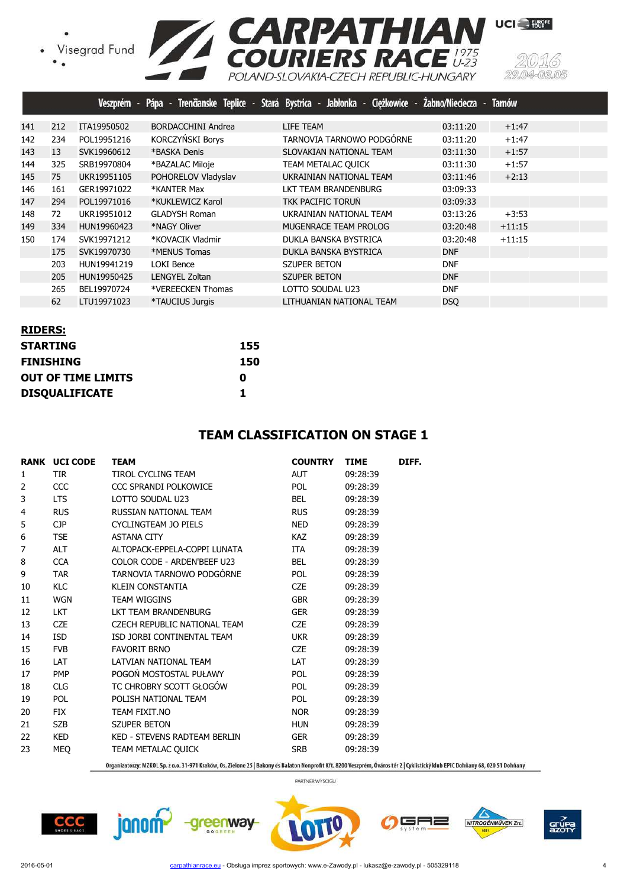| | | | | | | |
|---|---|---|---|---|---|---|
| 141 | 212 | ITA19950502 | BORDACCHINI Andrea | LIFE TEAM | 03:11:20 | +1:47 |
| 142 | 234 | POL19951216 | KORCZYŃSKI Borys | TARNOVIA TARNOWO PODGÓRNE | 03:11:20 | +1:47 |
| 143 | 13 | SVK19960612 | *BASKA Denis | SLOVAKIAN NATIONAL TEAM | 03:11:30 | +1:57 |
| 144 | 325 | SRB19970804 | *BAZALAC Miloje | TEAM METALAC QUICK | 03:11:30 | +1:57 |
| 145 | 75 | UKR19951105 | POHORELOV Vladyslav | UKRAINIAN NATIONAL TEAM | 03:11:46 | +2:13 |
| 146 | 161 | GER19971022 | *KANTER Max | LKT TEAM BRANDENBURG | 03:09:33 | |
| 147 | 294 | POL19971016 | *KUKLEWICZ Karol | TKK PACIFIC TORUŃ | 03:09:33 | |
| 148 | 72 | UKR19951012 | GLADYSH Roman | UKRAINIAN NATIONAL TEAM | 03:13:26 | +3:53 |
| 149 | 334 | HUN19960423 | *NAGY Oliver | MUGENRACE TEAM PROLOG | 03:20:48 | +11:15 |
| 150 | 174 | SVK19971212 | *KOVACIK Vladmir | DUKLA BANSKA BYSTRICA | 03:20:48 | +11:15 |
| | 175 | SVK19970730 | *MENUS Tomas | DUKLA BANSKA BYSTRICA | DNF | |
| | 203 | HUN19941219 | LOKI Bence | SZUPER BETON | DNF | |
| | 205 | HUN19950425 | LENGYEL Zoltan | SZUPER BETON | DNF | |
| | 265 | BEL19970724 | *VEREECKEN Thomas | LOTTO SOUDAL U23 | DNF | |
| | 62 | LTU19971023 | *TAUCIUS Jurgis | LITHUANIAN NATIONAL TEAM | DSQ | |

**RIDERS:**

| | |
|---|---|
| **STARTING** | **155** |
| **FINISHING** | **150** |
| **OUT OF TIME LIMITS** | **0** |
| **DISQUALIFICATE** | **1** |

## TEAM CLASSIFICATION ON STAGE 1

| RANK | UCI CODE | TEAM | COUNTRY | TIME | DIFF. |
|---|---|---|---|---|---|
| 1 | TIR | TIROL CYCLING TEAM | AUT | 09:28:39 | |
| 2 | CCC | CCC SPRANDI POLKOWICE | POL | 09:28:39 | |
| 3 | LTS | LOTTO SOUDAL U23 | BEL | 09:28:39 | |
| 4 | RUS | RUSSIAN NATIONAL TEAM | RUS | 09:28:39 | |
| 5 | CJP | CYCLINGTEAM JO PIELS | NED | 09:28:39 | |
| 6 | TSE | ASTANA CITY | KAZ | 09:28:39 | |
| 7 | ALT | ALTOPACK-EPPELA-COPPI LUNATA | ITA | 09:28:39 | |
| 8 | CCA | COLOR CODE - ARDEN'BEEF U23 | BEL | 09:28:39 | |
| 9 | TAR | TARNOVIA TARNOWO PODGÓRNE | POL | 09:28:39 | |
| 10 | KLC | KLEIN CONSTANTIA | CZE | 09:28:39 | |
| 11 | WGN | TEAM WIGGINS | GBR | 09:28:39 | |
| 12 | LKT | LKT TEAM BRANDENBURG | GER | 09:28:39 | |
| 13 | CZE | CZECH REPUBLIC NATIONAL TEAM | CZE | 09:28:39 | |
| 14 | ISD | ISD JORBI CONTINENTAL TEAM | UKR | 09:28:39 | |
| 15 | FVB | FAVORIT BRNO | CZE | 09:28:39 | |
| 16 | LAT | LATVIAN NATIONAL TEAM | LAT | 09:28:39 | |
| 17 | PMP | POGOŃ MOSTOSTAL PUŁAWY | POL | 09:28:39 | |
| 18 | CLG | TC CHROBRY SCOTT GŁOGÓW | POL | 09:28:39 | |
| 19 | POL | POLISH NATIONAL TEAM | POL | 09:28:39 | |
| 20 | FIX | TEAM FIXIT.NO | NOR | 09:28:39 | |
| 21 | SZB | SZUPER BETON | HUN | 09:28:39 | |
| 22 | KED | KED - STEVENS RADTEAM BERLIN | GER | 09:28:39 | |
| 23 | MEQ | TEAM METALAC QUICK | SRB | 09:28:39 | |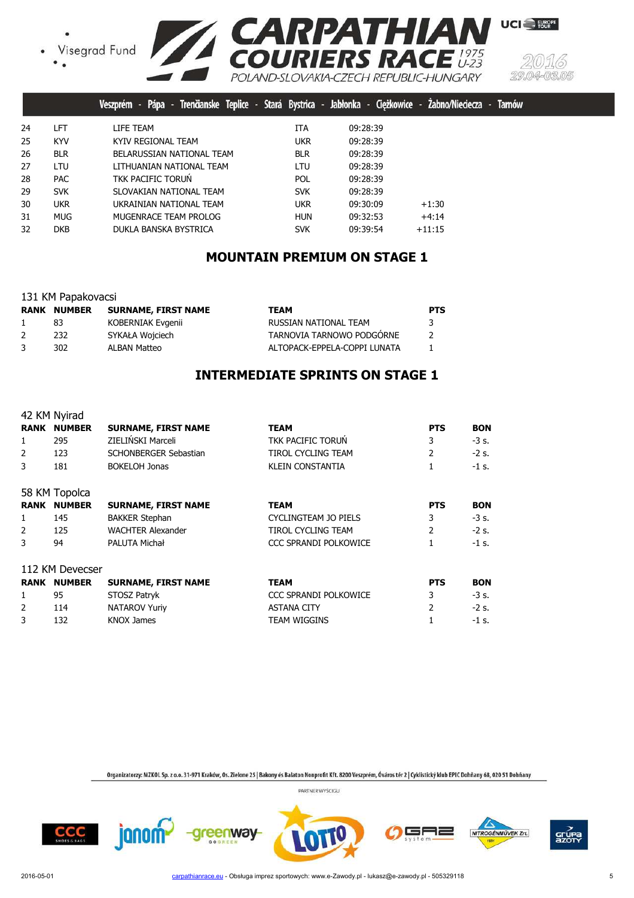| | | | | | |
|---|---|---|---|---|---|
| 24 | LFT | LIFE TEAM | ITA | 09:28:39 | |
| 25 | KYV | KYIV REGIONAL TEAM | UKR | 09:28:39 | |
| 26 | BLR | BELARUSSIAN NATIONAL TEAM | BLR | 09:28:39 | |
| 27 | LTU | LITHUANIAN NATIONAL TEAM | LTU | 09:28:39 | |
| 28 | PAC | TKK PACIFIC TORUŃ | POL | 09:28:39 | |
| 29 | SVK | SLOVAKIAN NATIONAL TEAM | SVK | 09:28:39 | |
| 30 | UKR | UKRAINIAN NATIONAL TEAM | UKR | 09:30:09 | +1:30 |
| 31 | MUG | MUGENRACE TEAM PROLOG | HUN | 09:32:53 | +4:14 |
| 32 | DKB | DUKLA BANSKA BYSTRICA | SVK | 09:39:54 | +11:15 |

## MOUNTAIN PREMIUM ON STAGE 1

131 KM Papakovacsi

| RANK | NUMBER | SURNAME, FIRST NAME | TEAM | PTS |
|---|---|---|---|---|
| 1 | 83 | KOBERNIAK Evgenii | RUSSIAN NATIONAL TEAM | 3 |
| 2 | 232 | SYKAŁA Wojciech | TARNOVIA TARNOWO PODGÓRNE | 2 |
| 3 | 302 | ALBAN Matteo | ALTOPACK-EPPELA-COPPI LUNATA | 1 |

## INTERMEDIATE SPRINTS ON STAGE 1

42 KM Nyirad

| RANK | NUMBER | SURNAME, FIRST NAME | TEAM | PTS | BON |
|---|---|---|---|---|---|
| 1 | 295 | ZIELIŃSKI Marceli | TKK PACIFIC TORUŃ | 3 | -3 s. |
| 2 | 123 | SCHONBERGER Sebastian | TIROL CYCLING TEAM | 2 | -2 s. |
| 3 | 181 | BOKELOH Jonas | KLEIN CONSTANTIA | 1 | -1 s. |

58 KM Topolca

| RANK | NUMBER | SURNAME, FIRST NAME | TEAM | PTS | BON |
|---|---|---|---|---|---|
| 1 | 145 | BAKKER Stephan | CYCLINGTEAM JO PIELS | 3 | -3 s. |
| 2 | 125 | WACHTER Alexander | TIROL CYCLING TEAM | 2 | -2 s. |
| 3 | 94 | PALUTA Michał | CCC SPRANDI POLKOWICE | 1 | -1 s. |

112 KM Devecser

| RANK | NUMBER | SURNAME, FIRST NAME | TEAM | PTS | BON |
|---|---|---|---|---|---|
| 1 | 95 | STOSZ Patryk | CCC SPRANDI POLKOWICE | 3 | -3 s. |
| 2 | 114 | NATAROV Yuriy | ASTANA CITY | 2 | -2 s. |
| 3 | 132 | KNOX James | TEAM WIGGINS | 1 | -1 s. |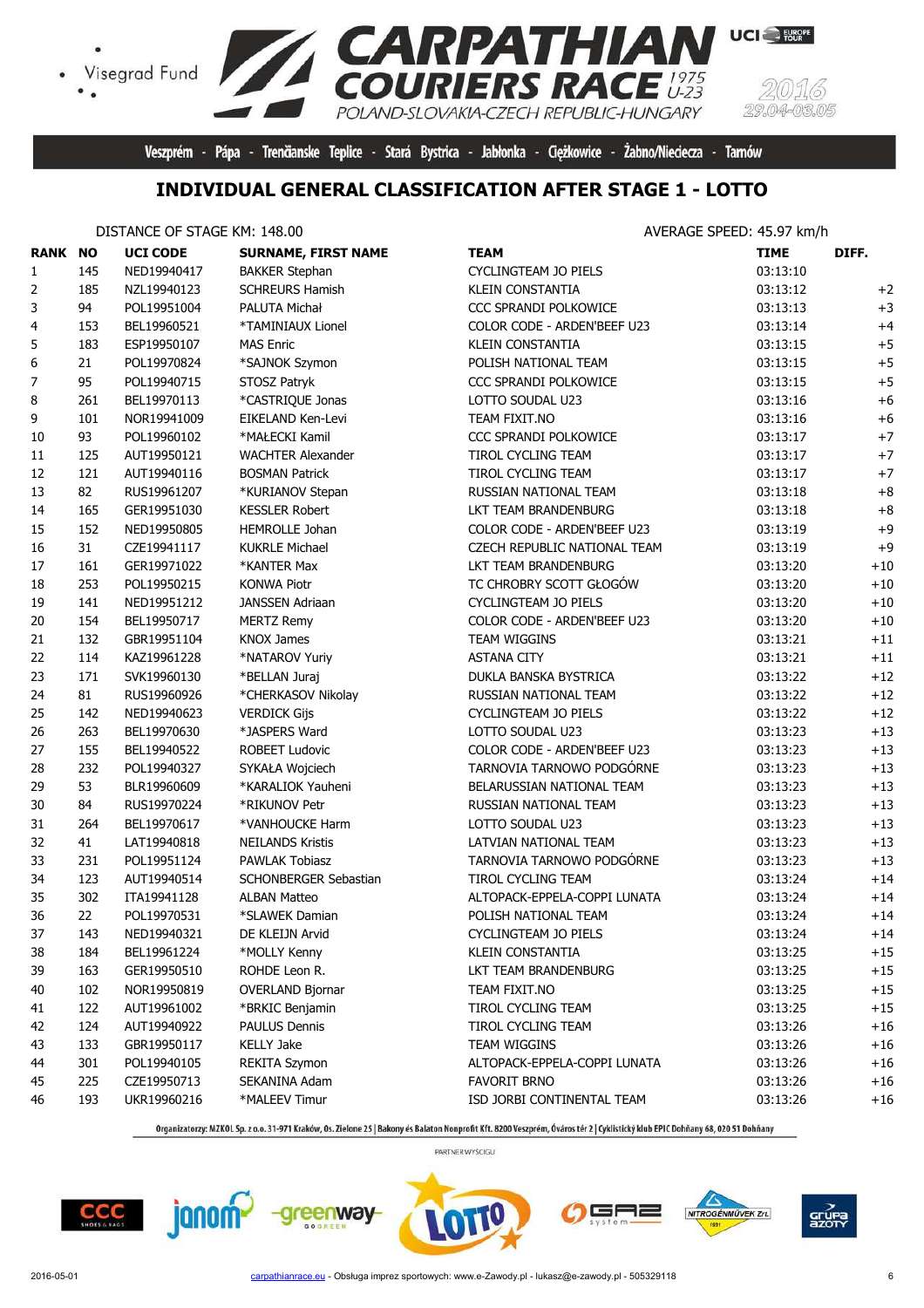Veszprém - Pápa - Trenčianske Teplice - Stará Bystrica - Jabłonka - Ciężkowice - Żabno/Nieciecza - Tarnów

## INDIVIDUAL GENERAL CLASSIFICATION AFTER STAGE 1 - LOTTO

DISTANCE OF STAGE KM: 148.00 AVERAGE SPEED: 45.97 km/h

| RANK | NO | UCI CODE | SURNAME, FIRST NAME | TEAM | TIME | DIFF. |
|---|---|---|---|---|---|---|
| 1 | 145 | NED19940417 | BAKKER Stephan | CYCLINGTEAM JO PIELS | 03:13:10 | |
| 2 | 185 | NZL19940123 | SCHREURS Hamish | KLEIN CONSTANTIA | 03:13:12 | +2 |
| 3 | 94 | POL19951004 | PALUTA Michał | CCC SPRANDI POLKOWICE | 03:13:13 | +3 |
| 4 | 153 | BEL19960521 | *TAMINIAUX Lionel | COLOR CODE - ARDEN'BEEF U23 | 03:13:14 | +4 |
| 5 | 183 | ESP19950107 | MAS Enric | KLEIN CONSTANTIA | 03:13:15 | +5 |
| 6 | 21 | POL19970824 | *SAJNOK Szymon | POLISH NATIONAL TEAM | 03:13:15 | +5 |
| 7 | 95 | POL19940715 | STOSZ Patryk | CCC SPRANDI POLKOWICE | 03:13:15 | +5 |
| 8 | 261 | BEL19970113 | *CASTRIQUE Jonas | LOTTO SOUDAL U23 | 03:13:16 | +6 |
| 9 | 101 | NOR19941009 | EIKELAND Ken-Levi | TEAM FIXIT.NO | 03:13:16 | +6 |
| 10 | 93 | POL19960102 | *MAŁECKI Kamil | CCC SPRANDI POLKOWICE | 03:13:17 | +7 |
| 11 | 125 | AUT19950121 | WACHTER Alexander | TIROL CYCLING TEAM | 03:13:17 | +7 |
| 12 | 121 | AUT19940116 | BOSMAN Patrick | TIROL CYCLING TEAM | 03:13:17 | +7 |
| 13 | 82 | RUS19961207 | *KURIANOV Stepan | RUSSIAN NATIONAL TEAM | 03:13:18 | +8 |
| 14 | 165 | GER19951030 | KESSLER Robert | LKT TEAM BRANDENBURG | 03:13:18 | +8 |
| 15 | 152 | NED19950805 | HEMROLLE Johan | COLOR CODE - ARDEN'BEEF U23 | 03:13:19 | +9 |
| 16 | 31 | CZE19941117 | KUKRLE Michael | CZECH REPUBLIC NATIONAL TEAM | 03:13:19 | +9 |
| 17 | 161 | GER19971022 | *KANTER Max | LKT TEAM BRANDENBURG | 03:13:20 | +10 |
| 18 | 253 | POL19950215 | KONWA Piotr | TC CHROBRY SCOTT GŁOGÓW | 03:13:20 | +10 |
| 19 | 141 | NED19951212 | JANSSEN Adriaan | CYCLINGTEAM JO PIELS | 03:13:20 | +10 |
| 20 | 154 | BEL19950717 | MERTZ Remy | COLOR CODE - ARDEN'BEEF U23 | 03:13:20 | +10 |
| 21 | 132 | GBR19951104 | KNOX James | TEAM WIGGINS | 03:13:21 | +11 |
| 22 | 114 | KAZ19961228 | *NATAROV Yuriy | ASTANA CITY | 03:13:21 | +11 |
| 23 | 171 | SVK19960130 | *BELLAN Juraj | DUKLA BANSKA BYSTRICA | 03:13:22 | +12 |
| 24 | 81 | RUS19960926 | *CHERKASOV Nikolay | RUSSIAN NATIONAL TEAM | 03:13:22 | +12 |
| 25 | 142 | NED19940623 | VERDICK Gijs | CYCLINGTEAM JO PIELS | 03:13:22 | +12 |
| 26 | 263 | BEL19970630 | *JASPERS Ward | LOTTO SOUDAL U23 | 03:13:23 | +13 |
| 27 | 155 | BEL19940522 | ROBEET Ludovic | COLOR CODE - ARDEN'BEEF U23 | 03:13:23 | +13 |
| 28 | 232 | POL19940327 | SYKAŁA Wojciech | TARNOVIA TARNOWO PODGÓRNE | 03:13:23 | +13 |
| 29 | 53 | BLR19960609 | *KARALIOK Yauheni | BELARUSSIAN NATIONAL TEAM | 03:13:23 | +13 |
| 30 | 84 | RUS19970224 | *RIKUNOV Petr | RUSSIAN NATIONAL TEAM | 03:13:23 | +13 |
| 31 | 264 | BEL19970617 | *VANHOUCKE Harm | LOTTO SOUDAL U23 | 03:13:23 | +13 |
| 32 | 41 | LAT19940818 | NEILANDS Kristis | LATVIAN NATIONAL TEAM | 03:13:23 | +13 |
| 33 | 231 | POL19951124 | PAWLAK Tobiasz | TARNOVIA TARNOWO PODGÓRNE | 03:13:23 | +13 |
| 34 | 123 | AUT19940514 | SCHONBERGER Sebastian | TIROL CYCLING TEAM | 03:13:24 | +14 |
| 35 | 302 | ITA19941128 | ALBAN Matteo | ALTOPACK-EPPELA-COPPI LUNATA | 03:13:24 | +14 |
| 36 | 22 | POL19970531 | *SLAWEK Damian | POLISH NATIONAL TEAM | 03:13:24 | +14 |
| 37 | 143 | NED19940321 | DE KLEIJN Arvid | CYCLINGTEAM JO PIELS | 03:13:24 | +14 |
| 38 | 184 | BEL19961224 | *MOLLY Kenny | KLEIN CONSTANTIA | 03:13:25 | +15 |
| 39 | 163 | GER19950510 | ROHDE Leon R. | LKT TEAM BRANDENBURG | 03:13:25 | +15 |
| 40 | 102 | NOR19950819 | OVERLAND Bjornar | TEAM FIXIT.NO | 03:13:25 | +15 |
| 41 | 122 | AUT19961002 | *BRKIC Benjamin | TIROL CYCLING TEAM | 03:13:25 | +15 |
| 42 | 124 | AUT19940922 | PAULUS Dennis | TIROL CYCLING TEAM | 03:13:26 | +16 |
| 43 | 133 | GBR19950117 | KELLY Jake | TEAM WIGGINS | 03:13:26 | +16 |
| 44 | 301 | POL19940105 | REKITA Szymon | ALTOPACK-EPPELA-COPPI LUNATA | 03:13:26 | +16 |
| 45 | 225 | CZE19950713 | SEKANINA Adam | FAVORIT BRNO | 03:13:26 | +16 |
| 46 | 193 | UKR19960216 | *MALEEV Timur | ISD JORBI CONTINENTAL TEAM | 03:13:26 | +16 |

Organizatorzy: MZKOL Sp. z o.o. 31-971 Kraków, Os. Zielone 25 | Bakony és Balaton Nonprofit Kft. 8200 Veszprém, Óváros tér 2 | Cyklistický klub EPIC Dohňany 68, 020 51 Dohňany

PARTNER WYSCIGU

2016-05-01 carpathianrace.eu - Obsługa imprez sportowych: www.e-Zawody.pl - lukasz@e-zawody.pl - 505329118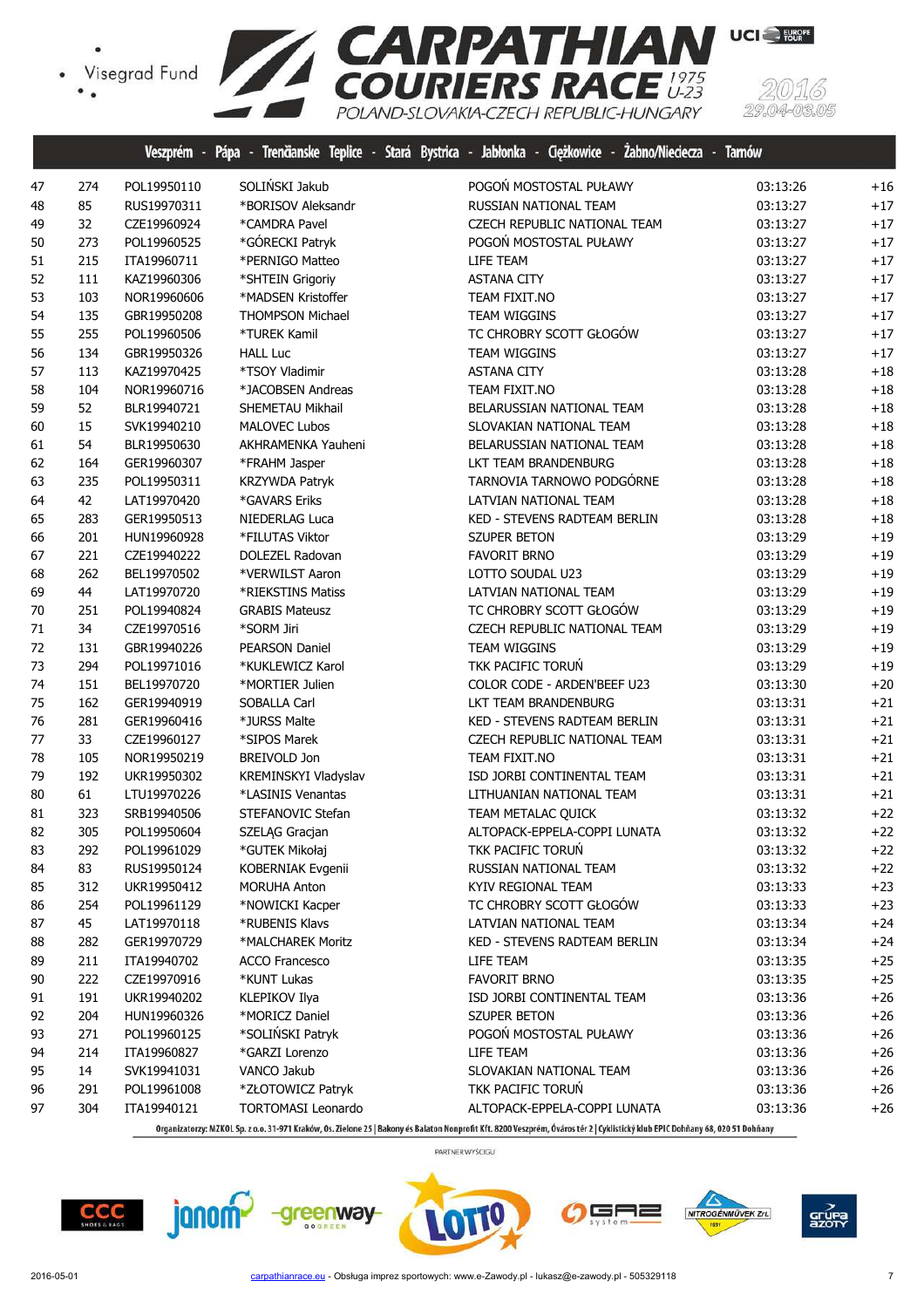# CARPATHIAN COURIERS RACE 1975 U-23

POLAND-SLOVAKIA-CZECH REPUBLIC-HUNGARY

2016 29.04-03.05

Veszprém - Pápa - Trenčianske Teplice - Stará Bystrica - Jabłonka - Ciężkowice - Żabno/Nieciecza - Tarnów

| | | | | | | |
|---|---|---|---|---|---|---|
| 47 | 274 | POL19950110 | SOLIŃSKI Jakub | POGOŃ MOSTOSTAL PUŁAWY | 03:13:26 | +16 |
| 48 | 85 | RUS19970311 | *BORISOV Aleksandr | RUSSIAN NATIONAL TEAM | 03:13:27 | +17 |
| 49 | 32 | CZE19960924 | *CAMDRA Pavel | CZECH REPUBLIC NATIONAL TEAM | 03:13:27 | +17 |
| 50 | 273 | POL19960525 | *GÓRECKI Patryk | POGOŃ MOSTOSTAL PUŁAWY | 03:13:27 | +17 |
| 51 | 215 | ITA19960711 | *PERNIGO Matteo | LIFE TEAM | 03:13:27 | +17 |
| 52 | 111 | KAZ19960306 | *SHTEIN Grigoriy | ASTANA CITY | 03:13:27 | +17 |
| 53 | 103 | NOR19960606 | *MADSEN Kristoffer | TEAM FIXIT.NO | 03:13:27 | +17 |
| 54 | 135 | GBR19950208 | THOMPSON Michael | TEAM WIGGINS | 03:13:27 | +17 |
| 55 | 255 | POL19960506 | *TUREK Kamil | TC CHROBRY SCOTT GŁOGÓW | 03:13:27 | +17 |
| 56 | 134 | GBR19950326 | HALL Luc | TEAM WIGGINS | 03:13:27 | +17 |
| 57 | 113 | KAZ19970425 | *TSOY Vladimir | ASTANA CITY | 03:13:28 | +18 |
| 58 | 104 | NOR19960716 | *JACOBSEN Andreas | TEAM FIXIT.NO | 03:13:28 | +18 |
| 59 | 52 | BLR19940721 | SHEMETAU Mikhail | BELARUSSIAN NATIONAL TEAM | 03:13:28 | +18 |
| 60 | 15 | SVK19940210 | MALOVEC Lubos | SLOVAKIAN NATIONAL TEAM | 03:13:28 | +18 |
| 61 | 54 | BLR19950630 | AKHRAMENKA Yauheni | BELARUSSIAN NATIONAL TEAM | 03:13:28 | +18 |
| 62 | 164 | GER19960307 | *FRAHM Jasper | LKT TEAM BRANDENBURG | 03:13:28 | +18 |
| 63 | 235 | POL19950311 | KRZYWDA Patryk | TARNOVIA TARNOWO PODGÓRNE | 03:13:28 | +18 |
| 64 | 42 | LAT19970420 | *GAVARS Eriks | LATVIAN NATIONAL TEAM | 03:13:28 | +18 |
| 65 | 283 | GER19950513 | NIEDERLAG Luca | KED - STEVENS RADTEAM BERLIN | 03:13:28 | +18 |
| 66 | 201 | HUN19960928 | *FILUTAS Viktor | SZUPER BETON | 03:13:29 | +19 |
| 67 | 221 | CZE19940222 | DOLEZEL Radovan | FAVORIT BRNO | 03:13:29 | +19 |
| 68 | 262 | BEL19970502 | *VERWILST Aaron | LOTTO SOUDAL U23 | 03:13:29 | +19 |
| 69 | 44 | LAT19970720 | *RIEKSTINS Matiss | LATVIAN NATIONAL TEAM | 03:13:29 | +19 |
| 70 | 251 | POL19940824 | GRABIS Mateusz | TC CHROBRY SCOTT GŁOGÓW | 03:13:29 | +19 |
| 71 | 34 | CZE19970516 | *SORM Jiri | CZECH REPUBLIC NATIONAL TEAM | 03:13:29 | +19 |
| 72 | 131 | GBR19940226 | PEARSON Daniel | TEAM WIGGINS | 03:13:29 | +19 |
| 73 | 294 | POL19971016 | *KUKLEWICZ Karol | TKK PACIFIC TORUŃ | 03:13:29 | +19 |
| 74 | 151 | BEL19970720 | *MORTIER Julien | COLOR CODE - ARDEN'BEEF U23 | 03:13:30 | +20 |
| 75 | 162 | GER19940919 | SOBALLA Carl | LKT TEAM BRANDENBURG | 03:13:31 | +21 |
| 76 | 281 | GER19960416 | *JURSS Malte | KED - STEVENS RADTEAM BERLIN | 03:13:31 | +21 |
| 77 | 33 | CZE19960127 | *SIPOS Marek | CZECH REPUBLIC NATIONAL TEAM | 03:13:31 | +21 |
| 78 | 105 | NOR19950219 | BREIVOLD Jon | TEAM FIXIT.NO | 03:13:31 | +21 |
| 79 | 192 | UKR19950302 | KREMINSKYI Vladyslav | ISD JORBI CONTINENTAL TEAM | 03:13:31 | +21 |
| 80 | 61 | LTU19970226 | *LASINIS Venantas | LITHUANIAN NATIONAL TEAM | 03:13:31 | +21 |
| 81 | 323 | SRB19940506 | STEFANOVIC Stefan | TEAM METALAC QUICK | 03:13:32 | +22 |
| 82 | 305 | POL19950604 | SZELĄG Gracjan | ALTOPACK-EPPELA-COPPI LUNATA | 03:13:32 | +22 |
| 83 | 292 | POL19961029 | *GUTEK Mikołaj | TKK PACIFIC TORUŃ | 03:13:32 | +22 |
| 84 | 83 | RUS19950124 | KOBERNIAK Evgenii | RUSSIAN NATIONAL TEAM | 03:13:32 | +22 |
| 85 | 312 | UKR19950412 | MORUHA Anton | KYIV REGIONAL TEAM | 03:13:33 | +23 |
| 86 | 254 | POL19961129 | *NOWICKI Kacper | TC CHROBRY SCOTT GŁOGÓW | 03:13:33 | +23 |
| 87 | 45 | LAT19970118 | *RUBENIS Klavs | LATVIAN NATIONAL TEAM | 03:13:34 | +24 |
| 88 | 282 | GER19970729 | *MALCHAREK Moritz | KED - STEVENS RADTEAM BERLIN | 03:13:34 | +24 |
| 89 | 211 | ITA19940702 | ACCO Francesco | LIFE TEAM | 03:13:35 | +25 |
| 90 | 222 | CZE19970916 | *KUNT Lukas | FAVORIT BRNO | 03:13:35 | +25 |
| 91 | 191 | UKR19940202 | KLEPIKOV Ilya | ISD JORBI CONTINENTAL TEAM | 03:13:36 | +26 |
| 92 | 204 | HUN19960326 | *MORICZ Daniel | SZUPER BETON | 03:13:36 | +26 |
| 93 | 271 | POL19960125 | *SOLIŃSKI Patryk | POGOŃ MOSTOSTAL PUŁAWY | 03:13:36 | +26 |
| 94 | 214 | ITA19960827 | *GARZI Lorenzo | LIFE TEAM | 03:13:36 | +26 |
| 95 | 14 | SVK19941031 | VANCO Jakub | SLOVAKIAN NATIONAL TEAM | 03:13:36 | +26 |
| 96 | 291 | POL19961008 | *ZŁOTOWICZ Patryk | TKK PACIFIC TORUŃ | 03:13:36 | +26 |
| 97 | 304 | ITA19940121 | TORTOMASI Leonardo | ALTOPACK-EPPELA-COPPI LUNATA | 03:13:36 | +26 |

Organizatorzy: MZKOL Sp. z o.o. 31-971 Kraków, Os. Zielone 25 | Bakony és Balaton Nonprofit Kft. 8200 Veszprém, Óváros tér 2 | Cyklistický klub EPIC Dohňany 68, 020 51 Dohňany

PARTNER WYŚCIGU

2016-05-01 carpathianrace.eu - Obsługa imprez sportowych: www.e-Zawody.pl - lukasz@e-zawody.pl - 505329118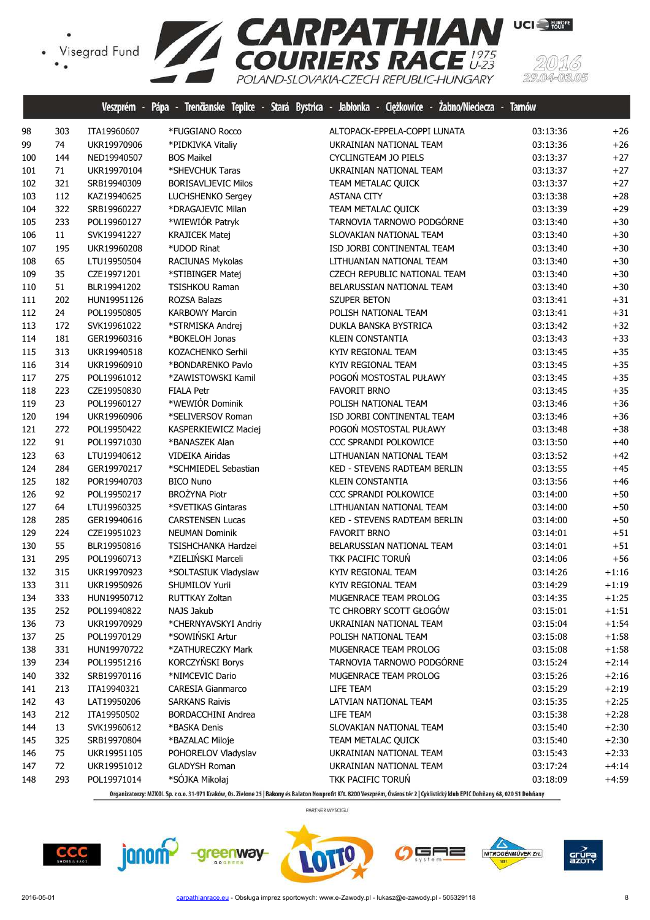Veszprém - Pápa - Trenčianske Teplice - Stará Bystrica - Jabłonka - Ciężkowice - Żabno/Nieciecza - Tarnów

| | | | | | | |
|---|---|---|---|---|---|---|
| 98 | 303 | ITA19960607 | *FUGGIANO Rocco | ALTOPACK-EPPELA-COPPI LUNATA | 03:13:36 | +26 |
| 99 | 74 | UKR19970906 | *PIDKIVKA Vitaliy | UKRAINIAN NATIONAL TEAM | 03:13:36 | +26 |
| 100 | 144 | NED19940507 | BOS Maikel | CYCLINGTEAM JO PIELS | 03:13:37 | +27 |
| 101 | 71 | UKR19970104 | *SHEVCHUK Taras | UKRAINIAN NATIONAL TEAM | 03:13:37 | +27 |
| 102 | 321 | SRB19940309 | BORISAVLJEVIC Milos | TEAM METALAC QUICK | 03:13:37 | +27 |
| 103 | 112 | KAZ19940625 | LUCHSHENKO Sergey | ASTANA CITY | 03:13:38 | +28 |
| 104 | 322 | SRB19960227 | *DRAGAJEVIC Milan | TEAM METALAC QUICK | 03:13:39 | +29 |
| 105 | 233 | POL19960127 | *WIEWIÓR Patryk | TARNOVIA TARNOWO PODGÓRNE | 03:13:40 | +30 |
| 106 | 11 | SVK19941227 | KRAJICEK Matej | SLOVAKIAN NATIONAL TEAM | 03:13:40 | +30 |
| 107 | 195 | UKR19960208 | *UDOD Rinat | ISD JORBI CONTINENTAL TEAM | 03:13:40 | +30 |
| 108 | 65 | LTU19950504 | RACIUNAS Mykolas | LITHUANIAN NATIONAL TEAM | 03:13:40 | +30 |
| 109 | 35 | CZE19971201 | *STIBINGER Matej | CZECH REPUBLIC NATIONAL TEAM | 03:13:40 | +30 |
| 110 | 51 | BLR19941202 | TSISHKOU Raman | BELARUSSIAN NATIONAL TEAM | 03:13:40 | +30 |
| 111 | 202 | HUN19951126 | ROZSA Balazs | SZUPER BETON | 03:13:41 | +31 |
| 112 | 24 | POL19950805 | KARBOWY Marcin | POLISH NATIONAL TEAM | 03:13:41 | +31 |
| 113 | 172 | SVK19961022 | *STRMISKA Andrej | DUKLA BANSKA BYSTRICA | 03:13:42 | +32 |
| 114 | 181 | GER19960316 | *BOKELOH Jonas | KLEIN CONSTANTIA | 03:13:43 | +33 |
| 115 | 313 | UKR19940518 | KOZACHENKO Serhii | KYIV REGIONAL TEAM | 03:13:45 | +35 |
| 116 | 314 | UKR19960910 | *BONDARENKO Pavlo | KYIV REGIONAL TEAM | 03:13:45 | +35 |
| 117 | 275 | POL19961012 | *ZAWISTOWSKI Kamil | POGOŃ MOSTOSTAL PUŁAWY | 03:13:45 | +35 |
| 118 | 223 | CZE19950830 | FIALA Petr | FAVORIT BRNO | 03:13:45 | +35 |
| 119 | 23 | POL19960127 | *WEWIÓR Dominik | POLISH NATIONAL TEAM | 03:13:46 | +36 |
| 120 | 194 | UKR19960906 | *SELIVERSOV Roman | ISD JORBI CONTINENTAL TEAM | 03:13:46 | +36 |
| 121 | 272 | POL19950422 | KASPERKIEWICZ Maciej | POGOŃ MOSTOSTAL PUŁAWY | 03:13:48 | +38 |
| 122 | 91 | POL19971030 | *BANASZEK Alan | CCC SPRANDI POLKOWICE | 03:13:50 | +40 |
| 123 | 63 | LTU19940612 | VIDEIKA Airidas | LITHUANIAN NATIONAL TEAM | 03:13:52 | +42 |
| 124 | 284 | GER19970217 | *SCHMIEDEL Sebastian | KED - STEVENS RADTEAM BERLIN | 03:13:55 | +45 |
| 125 | 182 | POR19940703 | BICO Nuno | KLEIN CONSTANTIA | 03:13:56 | +46 |
| 126 | 92 | POL19950217 | BROŻYNA Piotr | CCC SPRANDI POLKOWICE | 03:14:00 | +50 |
| 127 | 64 | LTU19960325 | *SVETIKAS Gintaras | LITHUANIAN NATIONAL TEAM | 03:14:00 | +50 |
| 128 | 285 | GER19940616 | CARSTENSEN Lucas | KED - STEVENS RADTEAM BERLIN | 03:14:00 | +50 |
| 129 | 224 | CZE19951023 | NEUMAN Dominik | FAVORIT BRNO | 03:14:01 | +51 |
| 130 | 55 | BLR19950816 | TSISHCHANKA Hardzei | BELARUSSIAN NATIONAL TEAM | 03:14:01 | +51 |
| 131 | 295 | POL19960713 | *ZIELIŃSKI Marceli | TKK PACIFIC TORUŃ | 03:14:06 | +56 |
| 132 | 315 | UKR19970923 | *SOLTASIUK Vladyslaw | KYIV REGIONAL TEAM | 03:14:26 | +1:16 |
| 133 | 311 | UKR19950926 | SHUMILOV Yurii | KYIV REGIONAL TEAM | 03:14:29 | +1:19 |
| 134 | 333 | HUN19950712 | RUTTKAY Zoltan | MUGENRACE TEAM PROLOG | 03:14:35 | +1:25 |
| 135 | 252 | POL19940822 | NAJS Jakub | TC CHROBRY SCOTT GŁOGÓW | 03:15:01 | +1:51 |
| 136 | 73 | UKR19970929 | *CHERNYAVSKYI Andriy | UKRAINIAN NATIONAL TEAM | 03:15:04 | +1:54 |
| 137 | 25 | POL19970129 | *SOWIŃSKI Artur | POLISH NATIONAL TEAM | 03:15:08 | +1:58 |
| 138 | 331 | HUN19970722 | *ZATHURECZKY Mark | MUGENRACE TEAM PROLOG | 03:15:08 | +1:58 |
| 139 | 234 | POL19951216 | KORCZYŃSKI Borys | TARNOVIA TARNOWO PODGÓRNE | 03:15:24 | +2:14 |
| 140 | 332 | SRB19970116 | *NIMCEVIC Dario | MUGENRACE TEAM PROLOG | 03:15:26 | +2:16 |
| 141 | 213 | ITA19940321 | CARESIA Gianmarco | LIFE TEAM | 03:15:29 | +2:19 |
| 142 | 43 | LAT19950206 | SARKANS Raivis | LATVIAN NATIONAL TEAM | 03:15:35 | +2:25 |
| 143 | 212 | ITA19950502 | BORDACCHINI Andrea | LIFE TEAM | 03:15:38 | +2:28 |
| 144 | 13 | SVK19960612 | *BASKA Denis | SLOVAKIAN NATIONAL TEAM | 03:15:40 | +2:30 |
| 145 | 325 | SRB19970804 | *BAZALAC Miloje | TEAM METALAC QUICK | 03:15:40 | +2:30 |
| 146 | 75 | UKR19951105 | POHORELOV Vladyslav | UKRAINIAN NATIONAL TEAM | 03:15:43 | +2:33 |
| 147 | 72 | UKR19951012 | GLADYSH Roman | UKRAINIAN NATIONAL TEAM | 03:17:24 | +4:14 |
| 148 | 293 | POL19971014 | *SÓJKA Mikołaj | TKK PACIFIC TORUŃ | 03:18:09 | +4:59 |

Organizatorzy: MZKOL Sp. z o.o. 31-971 Kraków, Os. Zielone 25 | Bakony és Balaton Nonprofit Kft. 8200 Veszprém, Óváros tér 2 | Cyklistický klub EPIC Dohňany 68, 020 51 Dohňany

PARTNER WYSCIGU

2016-05-01 carpathianrace.eu - Obsługa imprez sportowych: www.e-Zawody.pl - lukasz@e-zawody.pl - 505329118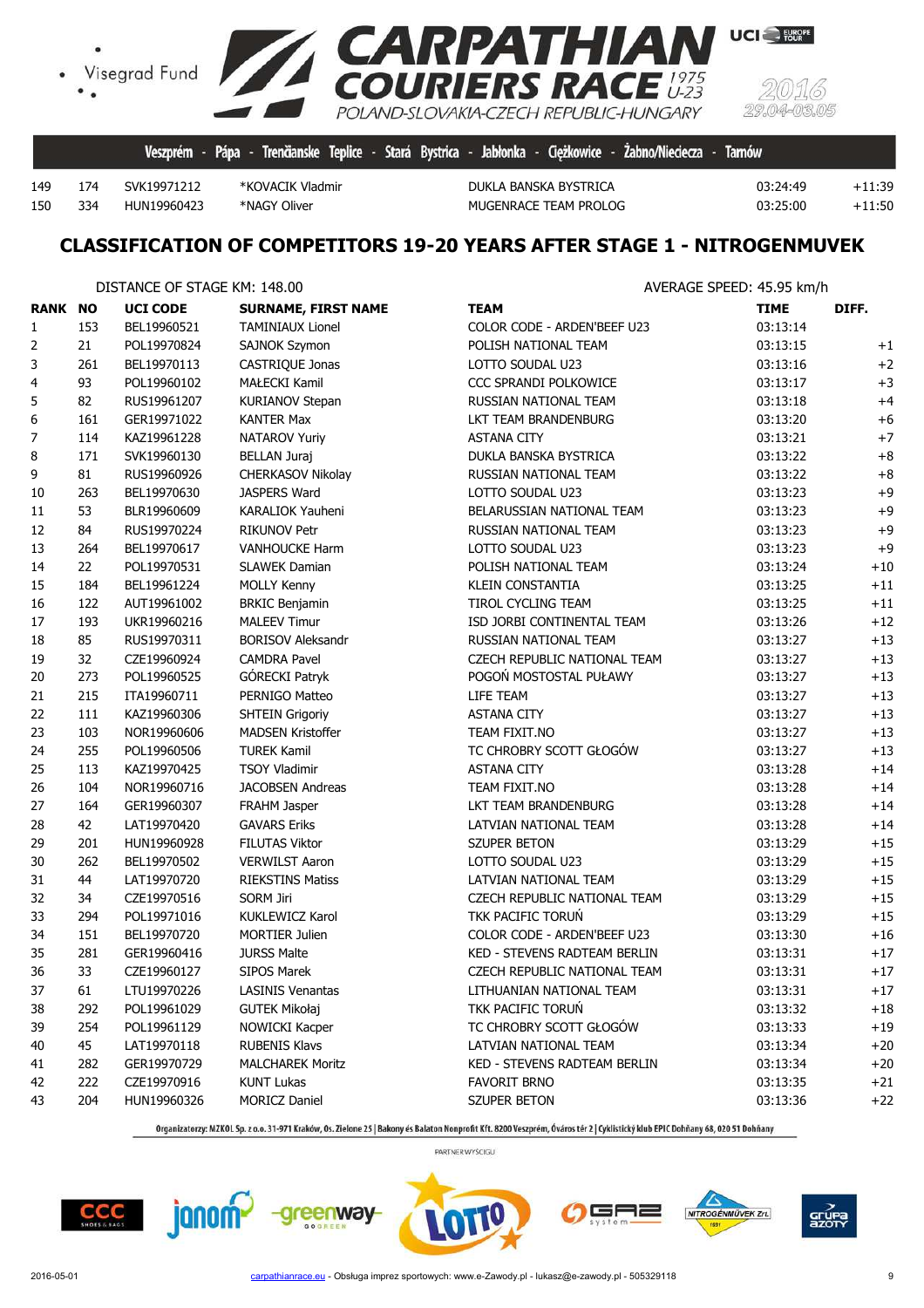Veszprém - Pápa - Trenčianske Teplice - Stará Bystrica - Jabłonka - Ciężkowice - Żabno/Nieciecza - Tarnów

| | | | | | | |
|---|---|---|---|---|---|---|
| 149 | 174 | SVK19971212 | *KOVACIK Vladmir | DUKLA BANSKA BYSTRICA | 03:24:49 | +11:39 |
| 150 | 334 | HUN19960423 | *NAGY Oliver | MUGENRACE TEAM PROLOG | 03:25:00 | +11:50 |

## CLASSIFICATION OF COMPETITORS 19-20 YEARS AFTER STAGE 1 - NITROGENMUVEK

DISTANCE OF STAGE KM: 148.00

AVERAGE SPEED: 45.95 km/h

| RANK | NO | UCI CODE | SURNAME, FIRST NAME | TEAM | TIME | DIFF. |
|---|---|---|---|---|---|---|
| 1 | 153 | BEL19960521 | TAMINIAUX Lionel | COLOR CODE - ARDEN'BEEF U23 | 03:13:14 | |
| 2 | 21 | POL19970824 | SAJNOK Szymon | POLISH NATIONAL TEAM | 03:13:15 | +1 |
| 3 | 261 | BEL19970113 | CASTRIQUE Jonas | LOTTO SOUDAL U23 | 03:13:16 | +2 |
| 4 | 93 | POL19960102 | MAŁECKI Kamil | CCC SPRANDI POLKOWICE | 03:13:17 | +3 |
| 5 | 82 | RUS19961207 | KURIANOV Stepan | RUSSIAN NATIONAL TEAM | 03:13:18 | +4 |
| 6 | 161 | GER19971022 | KANTER Max | LKT TEAM BRANDENBURG | 03:13:20 | +6 |
| 7 | 114 | KAZ19961228 | NATAROV Yuriy | ASTANA CITY | 03:13:21 | +7 |
| 8 | 171 | SVK19960130 | BELLAN Juraj | DUKLA BANSKA BYSTRICA | 03:13:22 | +8 |
| 9 | 81 | RUS19960926 | CHERKASOV Nikolay | RUSSIAN NATIONAL TEAM | 03:13:22 | +8 |
| 10 | 263 | BEL19970630 | JASPERS Ward | LOTTO SOUDAL U23 | 03:13:23 | +9 |
| 11 | 53 | BLR19960609 | KARALIOK Yauheni | BELARUSSIAN NATIONAL TEAM | 03:13:23 | +9 |
| 12 | 84 | RUS19970224 | RIKUNOV Petr | RUSSIAN NATIONAL TEAM | 03:13:23 | +9 |
| 13 | 264 | BEL19970617 | VANHOUCKE Harm | LOTTO SOUDAL U23 | 03:13:23 | +9 |
| 14 | 22 | POL19970531 | SLAWEK Damian | POLISH NATIONAL TEAM | 03:13:24 | +10 |
| 15 | 184 | BEL19961224 | MOLLY Kenny | KLEIN CONSTANTIA | 03:13:25 | +11 |
| 16 | 122 | AUT19961002 | BRKIC Benjamin | TIROL CYCLING TEAM | 03:13:25 | +11 |
| 17 | 193 | UKR19960216 | MALEEV Timur | ISD JORBI CONTINENTAL TEAM | 03:13:26 | +12 |
| 18 | 85 | RUS19970311 | BORISOV Aleksandr | RUSSIAN NATIONAL TEAM | 03:13:27 | +13 |
| 19 | 32 | CZE19960924 | CAMDRA Pavel | CZECH REPUBLIC NATIONAL TEAM | 03:13:27 | +13 |
| 20 | 273 | POL19960525 | GÓRECKI Patryk | POGOŃ MOSTOSTAL PUŁAWY | 03:13:27 | +13 |
| 21 | 215 | ITA19960711 | PERNIGO Matteo | LIFE TEAM | 03:13:27 | +13 |
| 22 | 111 | KAZ19960306 | SHTEIN Grigoriy | ASTANA CITY | 03:13:27 | +13 |
| 23 | 103 | NOR19960606 | MADSEN Kristoffer | TEAM FIXIT.NO | 03:13:27 | +13 |
| 24 | 255 | POL19960506 | TUREK Kamil | TC CHROBRY SCOTT GŁOGÓW | 03:13:27 | +13 |
| 25 | 113 | KAZ19970425 | TSOY Vladimir | ASTANA CITY | 03:13:28 | +14 |
| 26 | 104 | NOR19960716 | JACOBSEN Andreas | TEAM FIXIT.NO | 03:13:28 | +14 |
| 27 | 164 | GER19960307 | FRAHM Jasper | LKT TEAM BRANDENBURG | 03:13:28 | +14 |
| 28 | 42 | LAT19970420 | GAVARS Eriks | LATVIAN NATIONAL TEAM | 03:13:28 | +14 |
| 29 | 201 | HUN19960928 | FILUTAS Viktor | SZUPER BETON | 03:13:29 | +15 |
| 30 | 262 | BEL19970502 | VERWILST Aaron | LOTTO SOUDAL U23 | 03:13:29 | +15 |
| 31 | 44 | LAT19970720 | RIEKSTINS Matiss | LATVIAN NATIONAL TEAM | 03:13:29 | +15 |
| 32 | 34 | CZE19970516 | SORM Jiri | CZECH REPUBLIC NATIONAL TEAM | 03:13:29 | +15 |
| 33 | 294 | POL19971016 | KUKLEWICZ Karol | TKK PACIFIC TORUŃ | 03:13:29 | +15 |
| 34 | 151 | BEL19970720 | MORTIER Julien | COLOR CODE - ARDEN'BEEF U23 | 03:13:30 | +16 |
| 35 | 281 | GER19960416 | JURSS Malte | KED - STEVENS RADTEAM BERLIN | 03:13:31 | +17 |
| 36 | 33 | CZE19960127 | SIPOS Marek | CZECH REPUBLIC NATIONAL TEAM | 03:13:31 | +17 |
| 37 | 61 | LTU19970226 | LASINIS Venantas | LITHUANIAN NATIONAL TEAM | 03:13:31 | +17 |
| 38 | 292 | POL19961029 | GUTEK Mikołaj | TKK PACIFIC TORUŃ | 03:13:32 | +18 |
| 39 | 254 | POL19961129 | NOWICKI Kacper | TC CHROBRY SCOTT GŁOGÓW | 03:13:33 | +19 |
| 40 | 45 | LAT19970118 | RUBENIS Klavs | LATVIAN NATIONAL TEAM | 03:13:34 | +20 |
| 41 | 282 | GER19970729 | MALCHAREK Moritz | KED - STEVENS RADTEAM BERLIN | 03:13:34 | +20 |
| 42 | 222 | CZE19970916 | KUNT Lukas | FAVORIT BRNO | 03:13:35 | +21 |
| 43 | 204 | HUN19960326 | MORICZ Daniel | SZUPER BETON | 03:13:36 | +22 |

Organizatorzy: MZKOL Sp. z o.o. 31-971 Kraków, Os. Zielone 25 | Bakony és Balaton Nonprofit Kft. 8200 Veszprém, Óváros tér 2 | Cyklistický klub EPIC Dohňany 68, 020 51 Dohňany

PARTNER WYŚCIGU

2016-05-01 carpathianrace.eu - Obsługa imprez sportowych: www.e-Zawody.pl - lukasz@e-zawody.pl - 505329118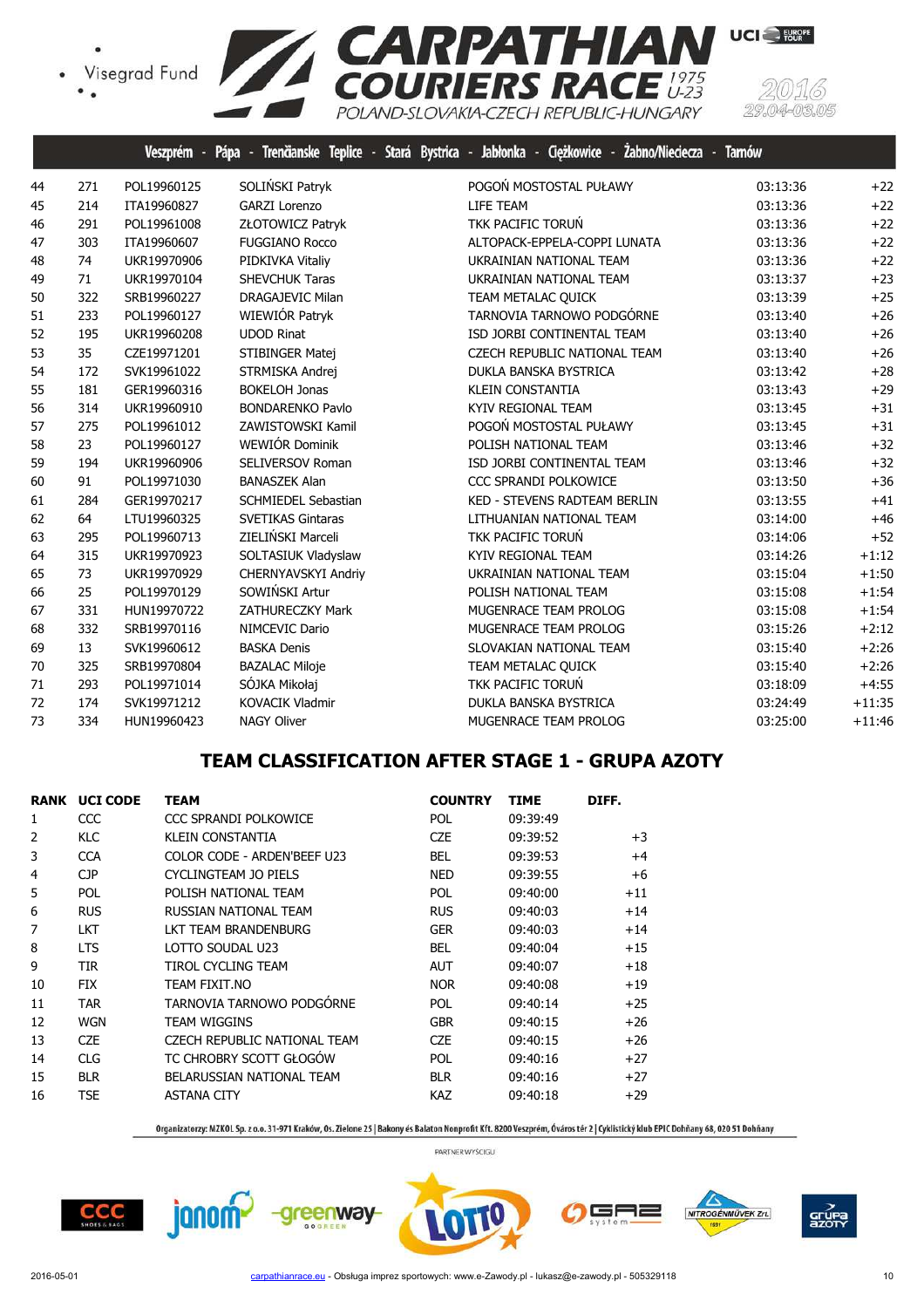Veszprém - Pápa - Trenčianske Teplice - Stará Bystrica - Jabłonka - Ciężkowice - Żabno/Nieciecza - Tarnów

| | | | | | | |
|---|---|---|---|---|---|---|
| 44 | 271 | POL19960125 | SOLIŃSKI Patryk | POGOŃ MOSTOSTAL PUŁAWY | 03:13:36 | +22 |
| 45 | 214 | ITA19960827 | GARZI Lorenzo | LIFE TEAM | 03:13:36 | +22 |
| 46 | 291 | POL19961008 | ZŁOTOWICZ Patryk | TKK PACIFIC TORUŃ | 03:13:36 | +22 |
| 47 | 303 | ITA19960607 | FUGGIANO Rocco | ALTOPACK-EPPELA-COPPI LUNATA | 03:13:36 | +22 |
| 48 | 74 | UKR19970906 | PIDKIVKA Vitaliy | UKRAINIAN NATIONAL TEAM | 03:13:36 | +22 |
| 49 | 71 | UKR19970104 | SHEVCHUK Taras | UKRAINIAN NATIONAL TEAM | 03:13:37 | +23 |
| 50 | 322 | SRB19960227 | DRAGAJEVIC Milan | TEAM METALAC QUICK | 03:13:39 | +25 |
| 51 | 233 | POL19960127 | WIEWIÓR Patryk | TARNOVIA TARNOWO PODGÓRNE | 03:13:40 | +26 |
| 52 | 195 | UKR19960208 | UDOD Rinat | ISD JORBI CONTINENTAL TEAM | 03:13:40 | +26 |
| 53 | 35 | CZE19971201 | STIBINGER Matej | CZECH REPUBLIC NATIONAL TEAM | 03:13:40 | +26 |
| 54 | 172 | SVK19961022 | STRMISKA Andrej | DUKLA BANSKA BYSTRICA | 03:13:42 | +28 |
| 55 | 181 | GER19960316 | BOKELOH Jonas | KLEIN CONSTANTIA | 03:13:43 | +29 |
| 56 | 314 | UKR19960910 | BONDARENKO Pavlo | KYIV REGIONAL TEAM | 03:13:45 | +31 |
| 57 | 275 | POL19961012 | ZAWISTOWSKI Kamil | POGOŃ MOSTOSTAL PUŁAWY | 03:13:45 | +31 |
| 58 | 23 | POL19960127 | WEWIÓR Dominik | POLISH NATIONAL TEAM | 03:13:46 | +32 |
| 59 | 194 | UKR19960906 | SELIVERSOV Roman | ISD JORBI CONTINENTAL TEAM | 03:13:46 | +32 |
| 60 | 91 | POL19971030 | BANASZEK Alan | CCC SPRANDI POLKOWICE | 03:13:50 | +36 |
| 61 | 284 | GER19970217 | SCHMIEDEL Sebastian | KED - STEVENS RADTEAM BERLIN | 03:13:55 | +41 |
| 62 | 64 | LTU19960325 | SVETIKAS Gintaras | LITHUANIAN NATIONAL TEAM | 03:14:00 | +46 |
| 63 | 295 | POL19960713 | ZIELIŃSKI Marceli | TKK PACIFIC TORUŃ | 03:14:06 | +52 |
| 64 | 315 | UKR19970923 | SOLTASIUK Vladyslaw | KYIV REGIONAL TEAM | 03:14:26 | +1:12 |
| 65 | 73 | UKR19970929 | CHERNYAVSKYI Andriy | UKRAINIAN NATIONAL TEAM | 03:15:04 | +1:50 |
| 66 | 25 | POL19970129 | SOWIŃSKI Artur | POLISH NATIONAL TEAM | 03:15:08 | +1:54 |
| 67 | 331 | HUN19970722 | ZATHURECZKY Mark | MUGENRACE TEAM PROLOG | 03:15:08 | +1:54 |
| 68 | 332 | SRB19970116 | NIMCEVIC Dario | MUGENRACE TEAM PROLOG | 03:15:26 | +2:12 |
| 69 | 13 | SVK19960612 | BASKA Denis | SLOVAKIAN NATIONAL TEAM | 03:15:40 | +2:26 |
| 70 | 325 | SRB19970804 | BAZALAC Miloje | TEAM METALAC QUICK | 03:15:40 | +2:26 |
| 71 | 293 | POL19971014 | SÓJKA Mikołaj | TKK PACIFIC TORUŃ | 03:18:09 | +4:55 |
| 72 | 174 | SVK19971212 | KOVACIK Vladmir | DUKLA BANSKA BYSTRICA | 03:24:49 | +11:35 |
| 73 | 334 | HUN19960423 | NAGY Oliver | MUGENRACE TEAM PROLOG | 03:25:00 | +11:46 |

## TEAM CLASSIFICATION AFTER STAGE 1 - GRUPA AZOTY

| RANK | UCI CODE | TEAM | COUNTRY | TIME | DIFF. |
|---|---|---|---|---|---|
| 1 | CCC | CCC SPRANDI POLKOWICE | POL | 09:39:49 | |
| 2 | KLC | KLEIN CONSTANTIA | CZE | 09:39:52 | +3 |
| 3 | CCA | COLOR CODE - ARDEN'BEEF U23 | BEL | 09:39:53 | +4 |
| 4 | CJP | CYCLINGTEAM JO PIELS | NED | 09:39:55 | +6 |
| 5 | POL | POLISH NATIONAL TEAM | POL | 09:40:00 | +11 |
| 6 | RUS | RUSSIAN NATIONAL TEAM | RUS | 09:40:03 | +14 |
| 7 | LKT | LKT TEAM BRANDENBURG | GER | 09:40:03 | +14 |
| 8 | LTS | LOTTO SOUDAL U23 | BEL | 09:40:04 | +15 |
| 9 | TIR | TIROL CYCLING TEAM | AUT | 09:40:07 | +18 |
| 10 | FIX | TEAM FIXIT.NO | NOR | 09:40:08 | +19 |
| 11 | TAR | TARNOVIA TARNOWO PODGÓRNE | POL | 09:40:14 | +25 |
| 12 | WGN | TEAM WIGGINS | GBR | 09:40:15 | +26 |
| 13 | CZE | CZECH REPUBLIC NATIONAL TEAM | CZE | 09:40:15 | +26 |
| 14 | CLG | TC CHROBRY SCOTT GŁOGÓW | POL | 09:40:16 | +27 |
| 15 | BLR | BELARUSSIAN NATIONAL TEAM | BLR | 09:40:16 | +27 |
| 16 | TSE | ASTANA CITY | KAZ | 09:40:18 | +29 |

Organizatorzy: MZKOL Sp. z o.o. 31-971 Kraków, Os. Zielone 25 | Bakony és Balaton Nonprofit Kft. 8200 Veszprém, Óváros tér 2 | Cyklistický klub EPIC Dohňany 68, 020 51 Dohňany

PARTNER WYŚCIGU

2016-05-01 carpathianrace.eu - Obsługa imprez sportowych: www.e-Zawody.pl - lukasz@e-zawody.pl - 505329118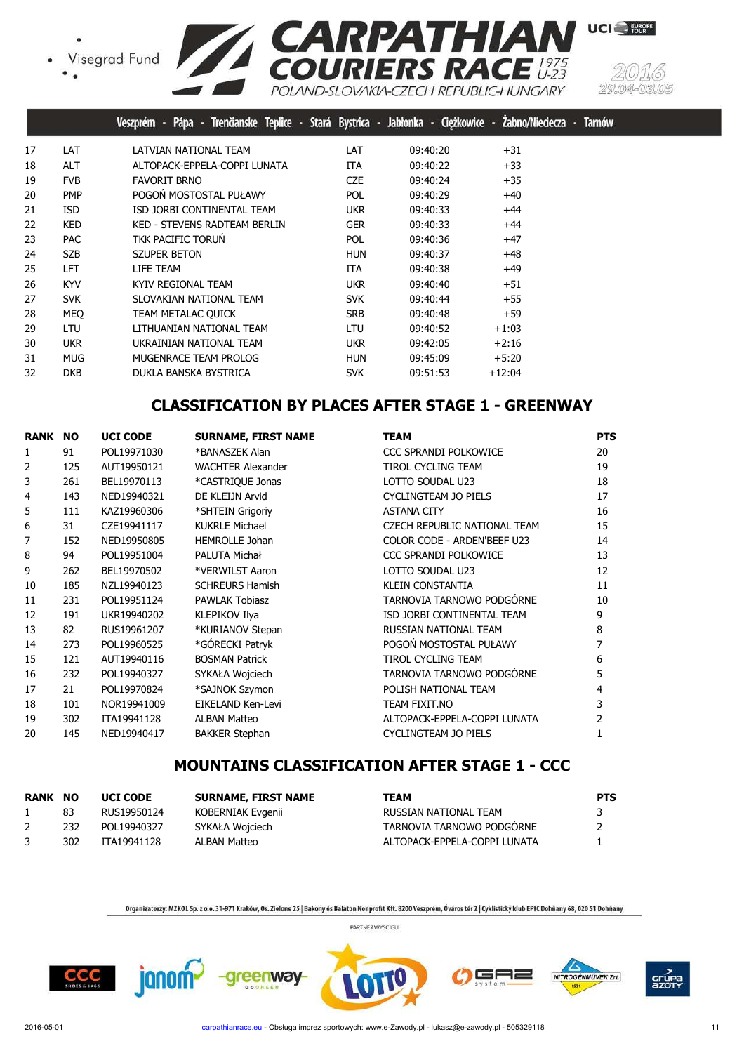| | | | | | |
|---|---|---|---|---|---|
| 17 | LAT | LATVIAN NATIONAL TEAM | LAT | 09:40:20 | +31 |
| 18 | ALT | ALTOPACK-EPPELA-COPPI LUNATA | ITA | 09:40:22 | +33 |
| 19 | FVB | FAVORIT BRNO | CZE | 09:40:24 | +35 |
| 20 | PMP | POGOŃ MOSTOSTAL PUŁAWY | POL | 09:40:29 | +40 |
| 21 | ISD | ISD JORBI CONTINENTAL TEAM | UKR | 09:40:33 | +44 |
| 22 | KED | KED - STEVENS RADTEAM BERLIN | GER | 09:40:33 | +44 |
| 23 | PAC | TKK PACIFIC TORUŃ | POL | 09:40:36 | +47 |
| 24 | SZB | SZUPER BETON | HUN | 09:40:37 | +48 |
| 25 | LFT | LIFE TEAM | ITA | 09:40:38 | +49 |
| 26 | KYV | KYIV REGIONAL TEAM | UKR | 09:40:40 | +51 |
| 27 | SVK | SLOVAKIAN NATIONAL TEAM | SVK | 09:40:44 | +55 |
| 28 | MEQ | TEAM METALAC QUICK | SRB | 09:40:48 | +59 |
| 29 | LTU | LITHUANIAN NATIONAL TEAM | LTU | 09:40:52 | +1:03 |
| 30 | UKR | UKRAINIAN NATIONAL TEAM | UKR | 09:42:05 | +2:16 |
| 31 | MUG | MUGENRACE TEAM PROLOG | HUN | 09:45:09 | +5:20 |
| 32 | DKB | DUKLA BANSKA BYSTRICA | SVK | 09:51:53 | +12:04 |

## CLASSIFICATION BY PLACES AFTER STAGE 1 - GREENWAY

| RANK | NO | UCI CODE | SURNAME, FIRST NAME | TEAM | PTS |
|---|---|---|---|---|---|
| 1 | 91 | POL19971030 | *BANASZEK Alan | CCC SPRANDI POLKOWICE | 20 |
| 2 | 125 | AUT19950121 | WACHTER Alexander | TIROL CYCLING TEAM | 19 |
| 3 | 261 | BEL19970113 | *CASTRIQUE Jonas | LOTTO SOUDAL U23 | 18 |
| 4 | 143 | NED19940321 | DE KLEIJN Arvid | CYCLINGTEAM JO PIELS | 17 |
| 5 | 111 | KAZ19960306 | *SHTEIN Grigoriy | ASTANA CITY | 16 |
| 6 | 31 | CZE19941117 | KUKRLE Michael | CZECH REPUBLIC NATIONAL TEAM | 15 |
| 7 | 152 | NED19950805 | HEMROLLE Johan | COLOR CODE - ARDEN'BEEF U23 | 14 |
| 8 | 94 | POL19951004 | PALUTA Michał | CCC SPRANDI POLKOWICE | 13 |
| 9 | 262 | BEL19970502 | *VERWILST Aaron | LOTTO SOUDAL U23 | 12 |
| 10 | 185 | NZL19940123 | SCHREURS Hamish | KLEIN CONSTANTIA | 11 |
| 11 | 231 | POL19951124 | PAWLAK Tobiasz | TARNOVIA TARNOWO PODGÓRNE | 10 |
| 12 | 191 | UKR19940202 | KLEPIKOV Ilya | ISD JORBI CONTINENTAL TEAM | 9 |
| 13 | 82 | RUS19961207 | *KURIANOV Stepan | RUSSIAN NATIONAL TEAM | 8 |
| 14 | 273 | POL19960525 | *GÓRECKI Patryk | POGOŃ MOSTOSTAL PUŁAWY | 7 |
| 15 | 121 | AUT19940116 | BOSMAN Patrick | TIROL CYCLING TEAM | 6 |
| 16 | 232 | POL19940327 | SYKAŁA Wojciech | TARNOVIA TARNOWO PODGÓRNE | 5 |
| 17 | 21 | POL19970824 | *SAJNOK Szymon | POLISH NATIONAL TEAM | 4 |
| 18 | 101 | NOR19941009 | EIKELAND Ken-Levi | TEAM FIXIT.NO | 3 |
| 19 | 302 | ITA19941128 | ALBAN Matteo | ALTOPACK-EPPELA-COPPI LUNATA | 2 |
| 20 | 145 | NED19940417 | BAKKER Stephan | CYCLINGTEAM JO PIELS | 1 |

## MOUNTAINS CLASSIFICATION AFTER STAGE 1 - CCC

| RANK | NO | UCI CODE | SURNAME, FIRST NAME | TEAM | PTS |
|---|---|---|---|---|---|
| 1 | 83 | RUS19950124 | KOBERNIAK Evgenii | RUSSIAN NATIONAL TEAM | 3 |
| 2 | 232 | POL19940327 | SYKAŁA Wojciech | TARNOVIA TARNOWO PODGÓRNE | 2 |
| 3 | 302 | ITA19941128 | ALBAN Matteo | ALTOPACK-EPPELA-COPPI LUNATA | 1 |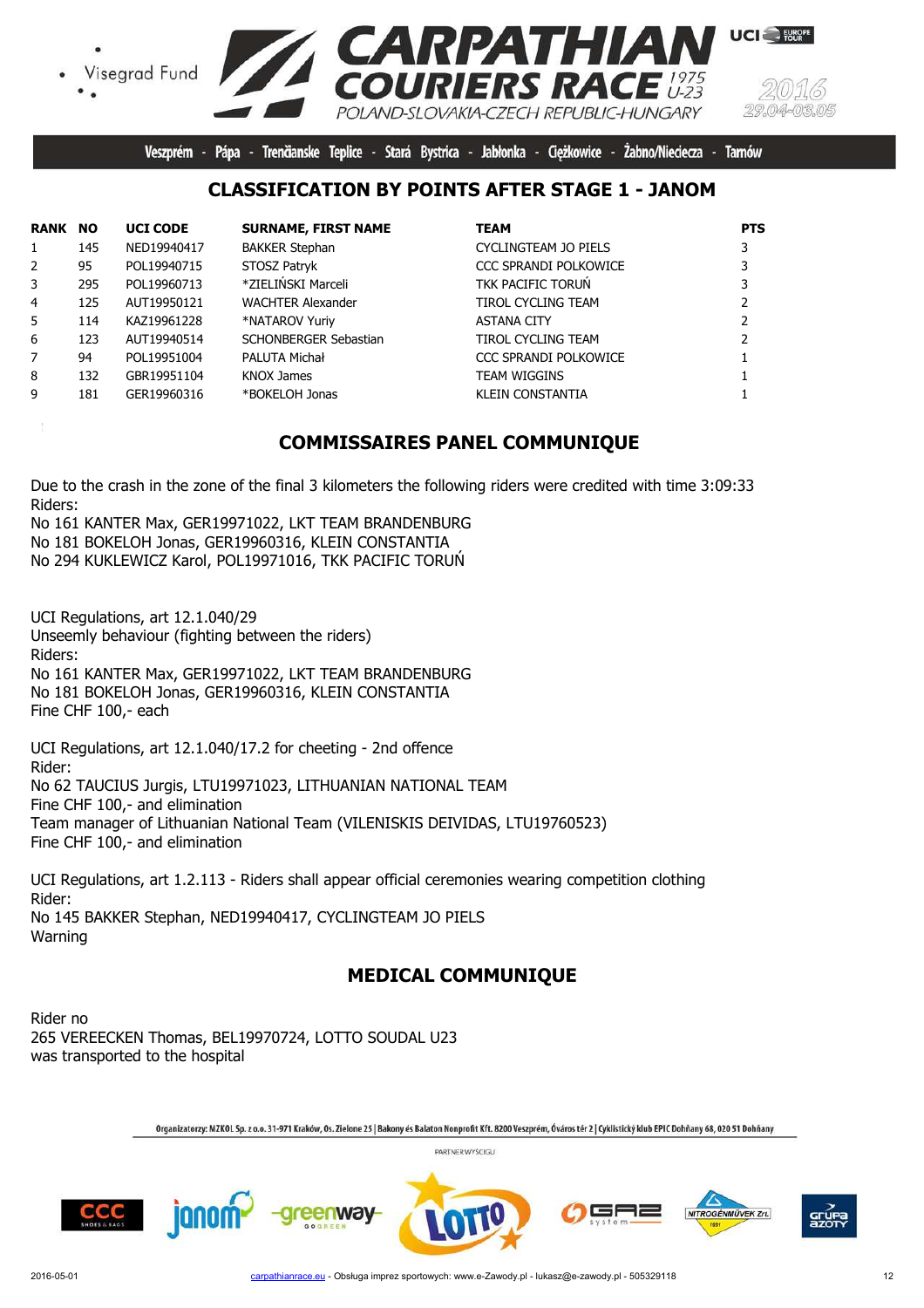Visegrad Fund

# CARPATHIAN COURIERS RACE 1975 U-23

POLAND-SLOVAKIA-CZECH REPUBLIC-HUNGARY

2016 29.04-03.05

Veszprém - Pápa - Trenčianske Teplice - Stará Bystrica - Jabłonka - Ciężkowice - Żabno/Nieciecza - Tarnów

## CLASSIFICATION BY POINTS AFTER STAGE 1 - JANOM

| RANK | NO | UCI CODE | SURNAME, FIRST NAME | TEAM | PTS |
|---|---|---|---|---|---|
| 1 | 145 | NED19940417 | BAKKER Stephan | CYCLINGTEAM JO PIELS | 3 |
| 2 | 95 | POL19940715 | STOSZ Patryk | CCC SPRANDI POLKOWICE | 3 |
| 3 | 295 | POL19960713 | *ZIELIŃSKI Marceli | TKK PACIFIC TORUŃ | 3 |
| 4 | 125 | AUT19950121 | WACHTER Alexander | TIROL CYCLING TEAM | 2 |
| 5 | 114 | KAZ19961228 | *NATAROV Yuriy | ASTANA CITY | 2 |
| 6 | 123 | AUT19940514 | SCHONBERGER Sebastian | TIROL CYCLING TEAM | 2 |
| 7 | 94 | POL19951004 | PALUTA Michał | CCC SPRANDI POLKOWICE | 1 |
| 8 | 132 | GBR19951104 | KNOX James | TEAM WIGGINS | 1 |
| 9 | 181 | GER19960316 | *BOKELOH Jonas | KLEIN CONSTANTIA | 1 |

## COMMISSAIRES PANEL COMMUNIQUE

Due to the crash in the zone of the final 3 kilometers the following riders were credited with time 3:09:33
Riders:
No 161 KANTER Max, GER19971022, LKT TEAM BRANDENBURG
No 181 BOKELOH Jonas, GER19960316, KLEIN CONSTANTIA
No 294 KUKLEWICZ Karol, POL19971016, TKK PACIFIC TORUŃ

UCI Regulations, art 12.1.040/29
Unseemly behaviour (fighting between the riders)
Riders:
No 161 KANTER Max, GER19971022, LKT TEAM BRANDENBURG
No 181 BOKELOH Jonas, GER19960316, KLEIN CONSTANTIA
Fine CHF 100,- each

UCI Regulations, art 12.1.040/17.2 for cheeting - 2nd offence
Rider:
No 62 TAUCIUS Jurgis, LTU19971023, LITHUANIAN NATIONAL TEAM
Fine CHF 100,- and elimination
Team manager of Lithuanian National Team (VILENISKIS DEIVIDAS, LTU19760523)
Fine CHF 100,- and elimination

UCI Regulations, art 1.2.113 - Riders shall appear official ceremonies wearing competition clothing
Rider:
No 145 BAKKER Stephan, NED19940417, CYCLINGTEAM JO PIELS
Warning

## MEDICAL COMMUNIQUE

Rider no
265 VEREECKEN Thomas, BEL19970724, LOTTO SOUDAL U23
was transported to the hospital

Organizatorzy: MZKOL Sp. z o.o. 31-971 Kraków, Os. Zielone 25 | Bakony és Balaton Nonprofit Kft. 8200 Veszprém, Óváros tér 2 | Cyklistický klub EPIC Dohňany 68, 020 51 Dohňany

PARTNER WYŚCIGU

2016-05-01 carpathianrace.eu - Obsługa imprez sportowych: www.e-Zawody.pl - lukasz@e-zawody.pl - 505329118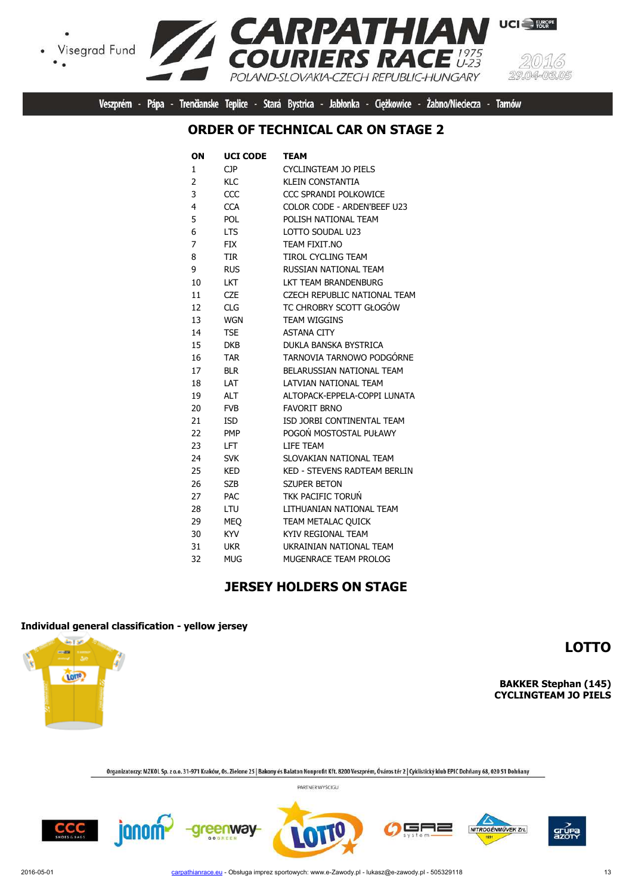## ORDER OF TECHNICAL CAR ON STAGE 2

| ON | UCI CODE | TEAM |
|---|---|---|
| 1 | CJP | CYCLINGTEAM JO PIELS |
| 2 | KLC | KLEIN CONSTANTIA |
| 3 | CCC | CCC SPRANDI POLKOWICE |
| 4 | CCA | COLOR CODE - ARDEN'BEEF U23 |
| 5 | POL | POLISH NATIONAL TEAM |
| 6 | LTS | LOTTO SOUDAL U23 |
| 7 | FIX | TEAM FIXIT.NO |
| 8 | TIR | TIROL CYCLING TEAM |
| 9 | RUS | RUSSIAN NATIONAL TEAM |
| 10 | LKT | LKT TEAM BRANDENBURG |
| 11 | CZE | CZECH REPUBLIC NATIONAL TEAM |
| 12 | CLG | TC CHROBRY SCOTT GŁOGÓW |
| 13 | WGN | TEAM WIGGINS |
| 14 | TSE | ASTANA CITY |
| 15 | DKB | DUKLA BANSKA BYSTRICA |
| 16 | TAR | TARNOVIA TARNOWO PODGÓRNE |
| 17 | BLR | BELARUSSIAN NATIONAL TEAM |
| 18 | LAT | LATVIAN NATIONAL TEAM |
| 19 | ALT | ALTOPACK-EPPELA-COPPI LUNATA |
| 20 | FVB | FAVORIT BRNO |
| 21 | ISD | ISD JORBI CONTINENTAL TEAM |
| 22 | PMP | POGOŃ MOSTOSTAL PUŁAWY |
| 23 | LFT | LIFE TEAM |
| 24 | SVK | SLOVAKIAN NATIONAL TEAM |
| 25 | KED | KED - STEVENS RADTEAM BERLIN |
| 26 | SZB | SZUPER BETON |
| 27 | PAC | TKK PACIFIC TORUŃ |
| 28 | LTU | LITHUANIAN NATIONAL TEAM |
| 29 | MEQ | TEAM METALAC QUICK |
| 30 | KYV | KYIV REGIONAL TEAM |
| 31 | UKR | UKRAINIAN NATIONAL TEAM |
| 32 | MUG | MUGENRACE TEAM PROLOG |

## JERSEY HOLDERS ON STAGE

**Individual general classification - yellow jersey**

**LOTTO**

**BAKKER Stephan (145)**
**CYCLINGTEAM JO PIELS**

Organizatorzy: MZKOL Sp. z o.o. 31-971 Kraków, Os. Zielone 25 | Bakony és Balaton Nonprofit Kft. 8200 Veszprém, Óváros tér 2 | Cyklistický klub EPIC Dohňany 68, 020 51 Dohňany

PARTNER WYŚCIGU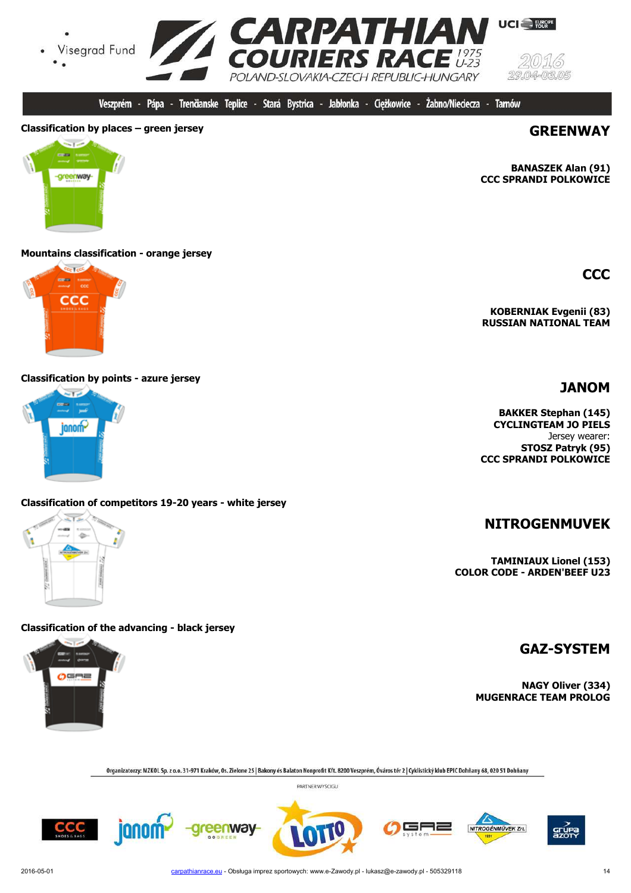Veszprém - Pápa - Trenčianske Teplice - Stará Bystrica - Jabłonka - Ciężkowice - Żabno/Nieciecza - Tarnów

**Classification by places – green jersey**

## GREENWAY

**BANASZEK Alan (91)**
**CCC SPRANDI POLKOWICE**

**Mountains classification - orange jersey**

## CCC

**KOBERNIAK Evgenii (83)**
**RUSSIAN NATIONAL TEAM**

**Classification by points - azure jersey**

## JANOM

**BAKKER Stephan (145)**
**CYCLINGTEAM JO PIELS**
Jersey wearer:
**STOSZ Patryk (95)**
**CCC SPRANDI POLKOWICE**

**Classification of competitors 19-20 years - white jersey**

## NITROGENMUVEK

**TAMINIAUX Lionel (153)**
**COLOR CODE - ARDEN'BEEF U23**

**Classification of the advancing - black jersey**

## GAZ-SYSTEM

**NAGY Oliver (334)**
**MUGENRACE TEAM PROLOG**

Organizatorzy: MZKOL Sp. z o.o. 31-971 Kraków, Os. Zielone 25 | Bakony és Balaton Nonprofit Kft. 8200 Veszprém, Óváros tér 2 | Cyklistický klub EPIC Dohňany 68, 020 51 Dohňany

PARTNER WYŚCIGU

2016-05-01 carpathianrace.eu - Obsługa imprez sportowych: www.e-Zawody.pl - lukasz@e-zawody.pl - 505329118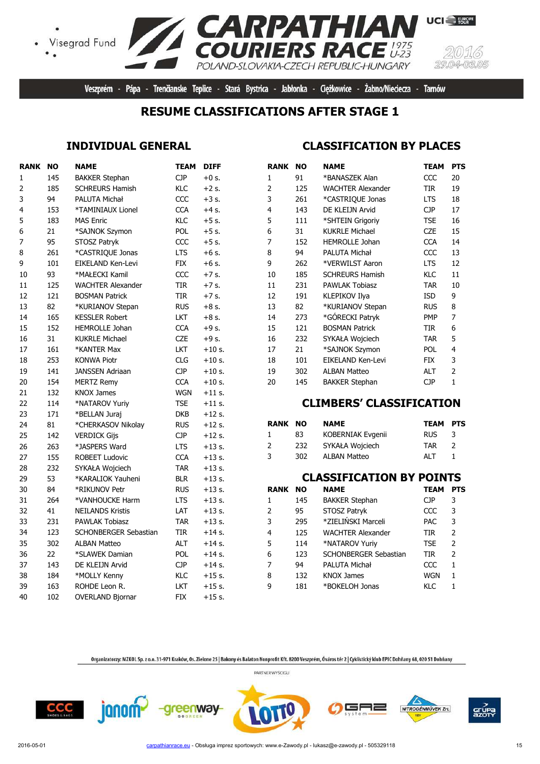CARPATHIAN COURIERS RACE 1975 U-23

POLAND-SLOVAKIA-CZECH REPUBLIC-HUNGARY

2016 29.04-03.05

Veszprém - Pápa - Trenčianske Teplice - Stará Bystrica - Jabłonka - Ciężkowice - Żabno/Nieciecza - Tarnów

# RESUME CLASSIFICATIONS AFTER STAGE 1

## INDIVIDUAL GENERAL

| RANK | NO | NAME | TEAM | DIFF |
|---|---|---|---|---|
| 1 | 145 | BAKKER Stephan | CJP | +0 s. |
| 2 | 185 | SCHREURS Hamish | KLC | +2 s. |
| 3 | 94 | PALUTA Michał | CCC | +3 s. |
| 4 | 153 | *TAMINIAUX Lionel | CCA | +4 s. |
| 5 | 183 | MAS Enric | KLC | +5 s. |
| 6 | 21 | *SAJNOK Szymon | POL | +5 s. |
| 7 | 95 | STOSZ Patryk | CCC | +5 s. |
| 8 | 261 | *CASTRIQUE Jonas | LTS | +6 s. |
| 9 | 101 | EIKELAND Ken-Levi | FIX | +6 s. |
| 10 | 93 | *MAŁECKI Kamil | CCC | +7 s. |
| 11 | 125 | WACHTER Alexander | TIR | +7 s. |
| 12 | 121 | BOSMAN Patrick | TIR | +7 s. |
| 13 | 82 | *KURIANOV Stepan | RUS | +8 s. |
| 14 | 165 | KESSLER Robert | LKT | +8 s. |
| 15 | 152 | HEMROLLE Johan | CCA | +9 s. |
| 16 | 31 | KUKRLE Michael | CZE | +9 s. |
| 17 | 161 | *KANTER Max | LKT | +10 s. |
| 18 | 253 | KONWA Piotr | CLG | +10 s. |
| 19 | 141 | JANSSEN Adriaan | CJP | +10 s. |
| 20 | 154 | MERTZ Remy | CCA | +10 s. |
| 21 | 132 | KNOX James | WGN | +11 s. |
| 22 | 114 | *NATAROV Yuriy | TSE | +11 s. |
| 23 | 171 | *BELLAN Juraj | DKB | +12 s. |
| 24 | 81 | *CHERKASOV Nikolay | RUS | +12 s. |
| 25 | 142 | VERDICK Gijs | CJP | +12 s. |
| 26 | 263 | *JASPERS Ward | LTS | +13 s. |
| 27 | 155 | ROBEET Ludovic | CCA | +13 s. |
| 28 | 232 | SYKAŁA Wojciech | TAR | +13 s. |
| 29 | 53 | *KARALIOK Yauheni | BLR | +13 s. |
| 30 | 84 | *RIKUNOV Petr | RUS | +13 s. |
| 31 | 264 | *VANHOUCKE Harm | LTS | +13 s. |
| 32 | 41 | NEILANDS Kristis | LAT | +13 s. |
| 33 | 231 | PAWLAK Tobiasz | TAR | +13 s. |
| 34 | 123 | SCHONBERGER Sebastian | TIR | +14 s. |
| 35 | 302 | ALBAN Matteo | ALT | +14 s. |
| 36 | 22 | *SLAWEK Damian | POL | +14 s. |
| 37 | 143 | DE KLEIJN Arvid | CJP | +14 s. |
| 38 | 184 | *MOLLY Kenny | KLC | +15 s. |
| 39 | 163 | ROHDE Leon R. | LKT | +15 s. |
| 40 | 102 | OVERLAND Bjornar | FIX | +15 s. |

## CLASSIFICATION BY PLACES

| RANK | NO | NAME | TEAM | PTS |
|---|---|---|---|---|
| 1 | 91 | *BANASZEK Alan | CCC | 20 |
| 2 | 125 | WACHTER Alexander | TIR | 19 |
| 3 | 261 | *CASTRIQUE Jonas | LTS | 18 |
| 4 | 143 | DE KLEIJN Arvid | CJP | 17 |
| 5 | 111 | *SHTEIN Grigoriy | TSE | 16 |
| 6 | 31 | KUKRLE Michael | CZE | 15 |
| 7 | 152 | HEMROLLE Johan | CCA | 14 |
| 8 | 94 | PALUTA Michał | CCC | 13 |
| 9 | 262 | *VERWILST Aaron | LTS | 12 |
| 10 | 185 | SCHREURS Hamish | KLC | 11 |
| 11 | 231 | PAWLAK Tobiasz | TAR | 10 |
| 12 | 191 | KLEPIKOV Ilya | ISD | 9 |
| 13 | 82 | *KURIANOV Stepan | RUS | 8 |
| 14 | 273 | *GÓRECKI Patryk | PMP | 7 |
| 15 | 121 | BOSMAN Patrick | TIR | 6 |
| 16 | 232 | SYKAŁA Wojciech | TAR | 5 |
| 17 | 21 | *SAJNOK Szymon | POL | 4 |
| 18 | 101 | EIKELAND Ken-Levi | FIX | 3 |
| 19 | 302 | ALBAN Matteo | ALT | 2 |
| 20 | 145 | BAKKER Stephan | CJP | 1 |

## CLIMBERS' CLASSIFICATION

| RANK | NO | NAME | TEAM | PTS |
|---|---|---|---|---|
| 1 | 83 | KOBERNIAK Evgenii | RUS | 3 |
| 2 | 232 | SYKAŁA Wojciech | TAR | 2 |
| 3 | 302 | ALBAN Matteo | ALT | 1 |

## CLASSIFICATION BY POINTS

| RANK | NO | NAME | TEAM | PTS |
|---|---|---|---|---|
| 1 | 145 | BAKKER Stephan | CJP | 3 |
| 2 | 95 | STOSZ Patryk | CCC | 3 |
| 3 | 295 | *ZIELIŃSKI Marceli | PAC | 3 |
| 4 | 125 | WACHTER Alexander | TIR | 2 |
| 5 | 114 | *NATAROV Yuriy | TSE | 2 |
| 6 | 123 | SCHONBERGER Sebastian | TIR | 2 |
| 7 | 94 | PALUTA Michał | CCC | 1 |
| 8 | 132 | KNOX James | WGN | 1 |
| 9 | 181 | *BOKELOH Jonas | KLC | 1 |

Organizatorzy: MZKOL Sp. z o.o. 31-971 Kraków, Os. Zielone 25 | Bakony és Balaton Nonprofit Kft. 8200 Veszprém, Óváros tér 2 | Cyklistický klub EPIC Dohňany 68, 020 51 Dohňany

PARTNER WYŚCIGU

2016-05-01 carpathianrace.eu - Obsługa imprez sportowych: www.e-Zawody.pl - lukasz@e-zawody.pl - 505329118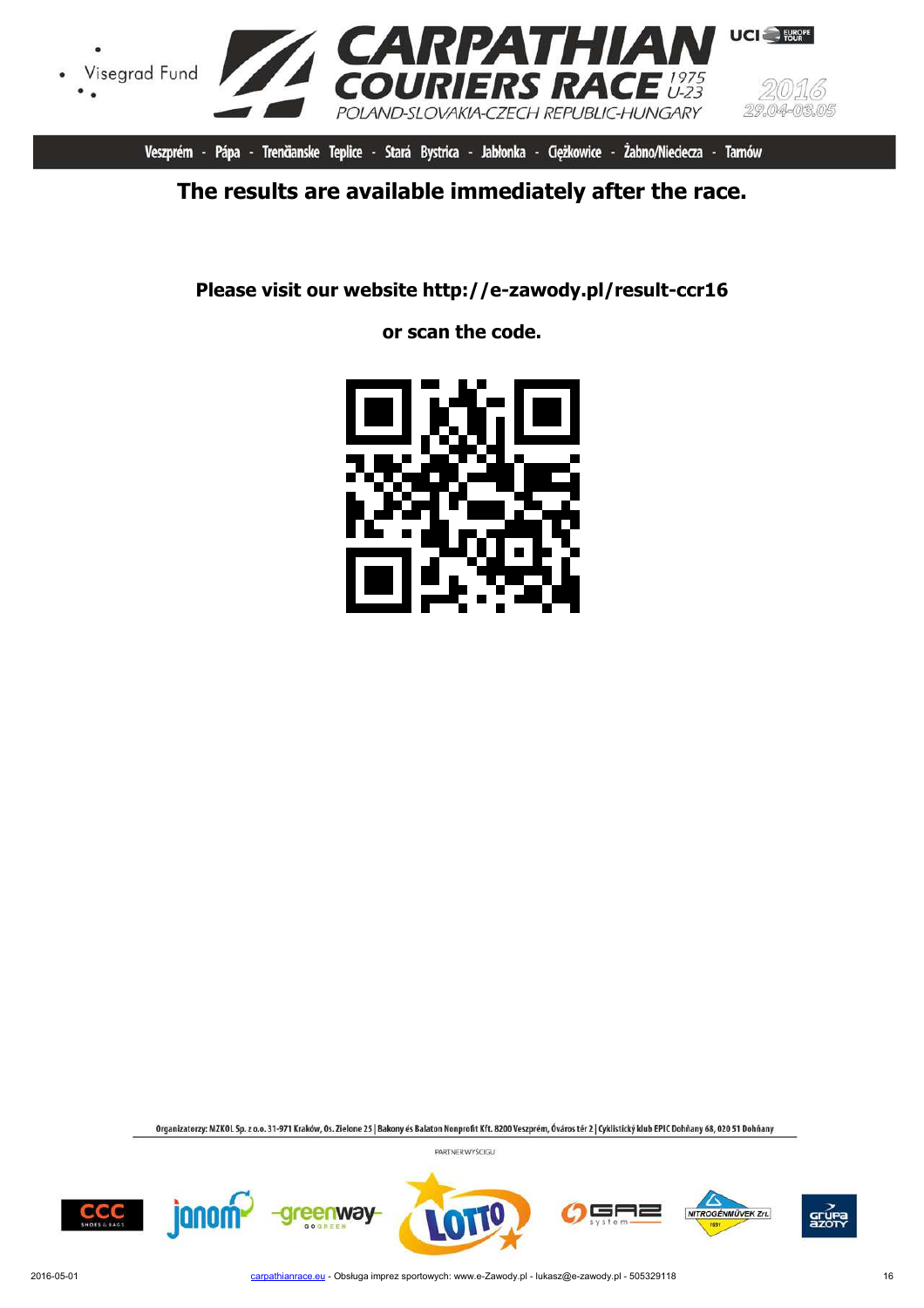**The results are available immediately after the race.**

**Please visit our website http://e-zawody.pl/result-ccr16**

**or scan the code.**